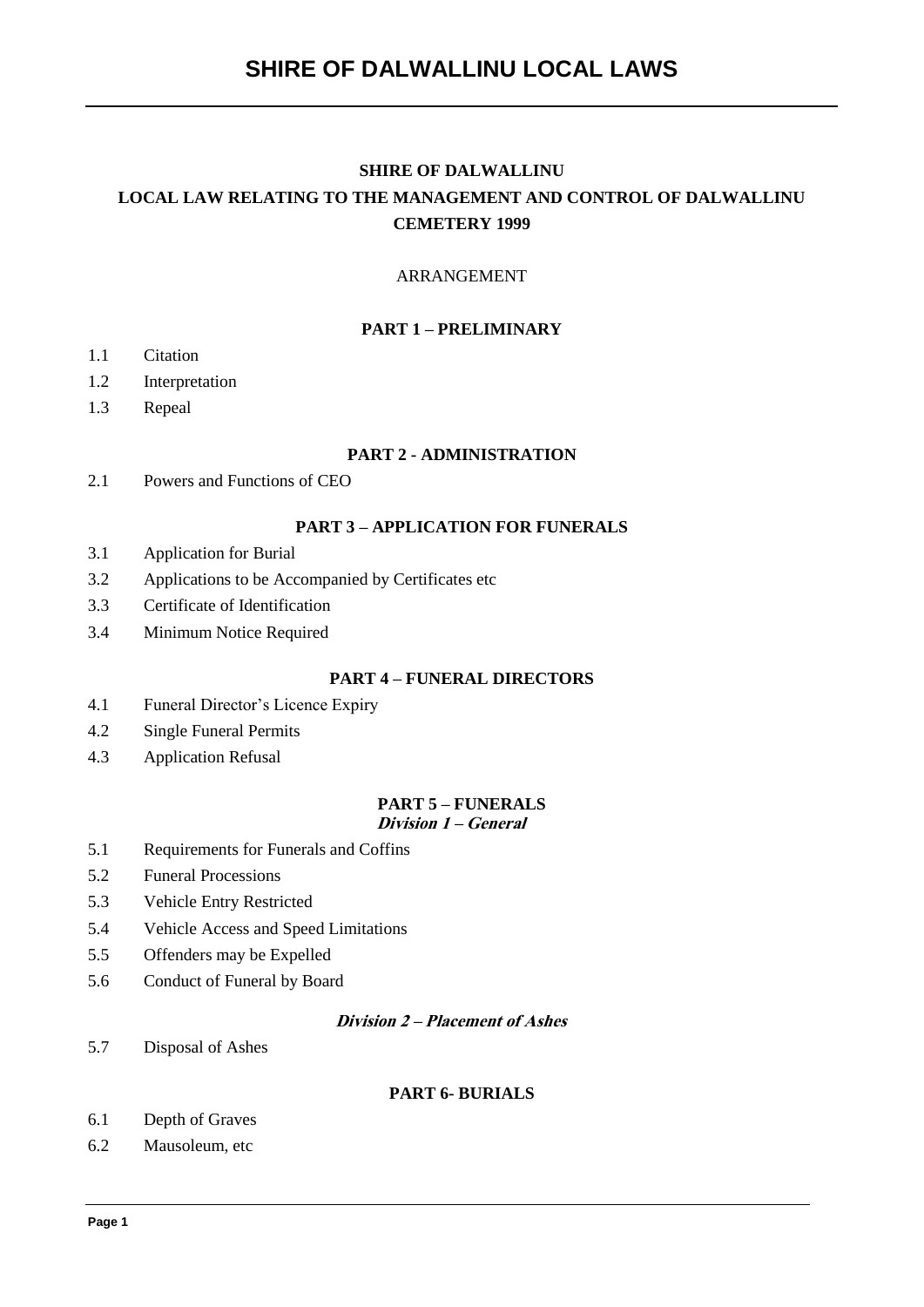# SHIRE OF DALWALLINU LOCAL LAWS

## SHIRE OF DALWALLINU

## LOCAL LAW RELATING TO THE MANAGEMENT AND CONTROL OF DALWALLINU CEMETERY 1999

ARRANGEMENT

### PART 1 – PRELIMINARY

1.1 Citation

1.2 Interpretation

1.3 Repeal

### PART 2 - ADMINISTRATION

2.1 Powers and Functions of CEO

### PART 3 – APPLICATION FOR FUNERALS

3.1 Application for Burial

3.2 Applications to be Accompanied by Certificates etc

3.3 Certificate of Identification

3.4 Minimum Notice Required

### PART 4 – FUNERAL DIRECTORS

4.1 Funeral Director's Licence Expiry

4.2 Single Funeral Permits

4.3 Application Refusal

### PART 5 – FUNERALS

***Division 1 – General***

5.1 Requirements for Funerals and Coffins

5.2 Funeral Processions

5.3 Vehicle Entry Restricted

5.4 Vehicle Access and Speed Limitations

5.5 Offenders may be Expelled

5.6 Conduct of Funeral by Board

***Division 2 – Placement of Ashes***

5.7 Disposal of Ashes

### PART 6- BURIALS

6.1 Depth of Graves

6.2 Mausoleum, etc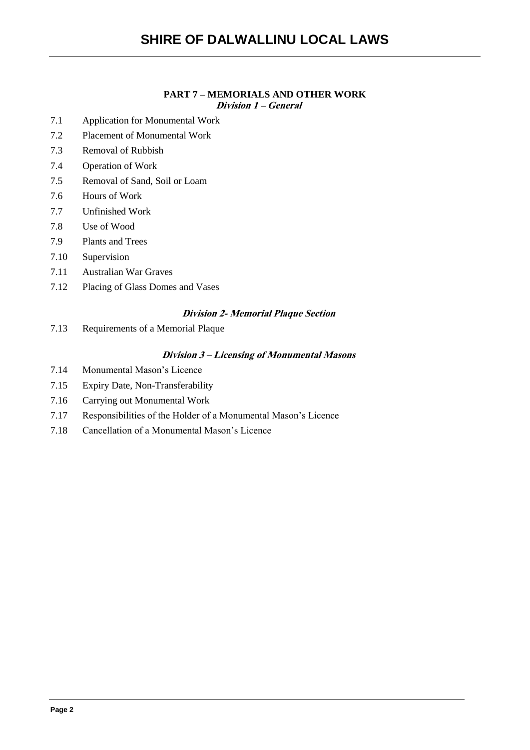## PART 7 – MEMORIALS AND OTHER WORK

### *Division 1 – General*

7.1 Application for Monumental Work

7.2 Placement of Monumental Work

7.3 Removal of Rubbish

7.4 Operation of Work

7.5 Removal of Sand, Soil or Loam

7.6 Hours of Work

7.7 Unfinished Work

7.8 Use of Wood

7.9 Plants and Trees

7.10 Supervision

7.11 Australian War Graves

7.12 Placing of Glass Domes and Vases

### *Division 2- Memorial Plaque Section*

7.13 Requirements of a Memorial Plaque

### *Division 3 – Licensing of Monumental Masons*

7.14 Monumental Mason's Licence

7.15 Expiry Date, Non-Transferability

7.16 Carrying out Monumental Work

7.17 Responsibilities of the Holder of a Monumental Mason's Licence

7.18 Cancellation of a Monumental Mason's Licence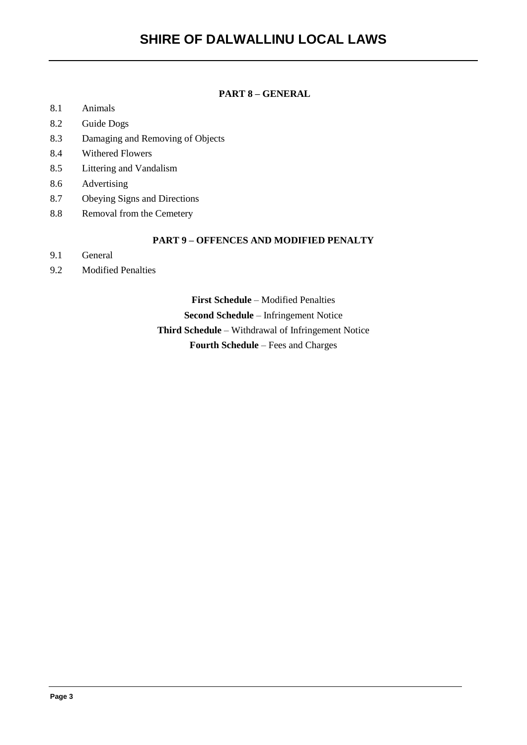## PART 8 – GENERAL

8.1 Animals

8.2 Guide Dogs

8.3 Damaging and Removing of Objects

8.4 Withered Flowers

8.5 Littering and Vandalism

8.6 Advertising

8.7 Obeying Signs and Directions

8.8 Removal from the Cemetery

## PART 9 – OFFENCES AND MODIFIED PENALTY

9.1 General

9.2 Modified Penalties

**First Schedule** – Modified Penalties

**Second Schedule** – Infringement Notice

**Third Schedule** – Withdrawal of Infringement Notice

**Fourth Schedule** – Fees and Charges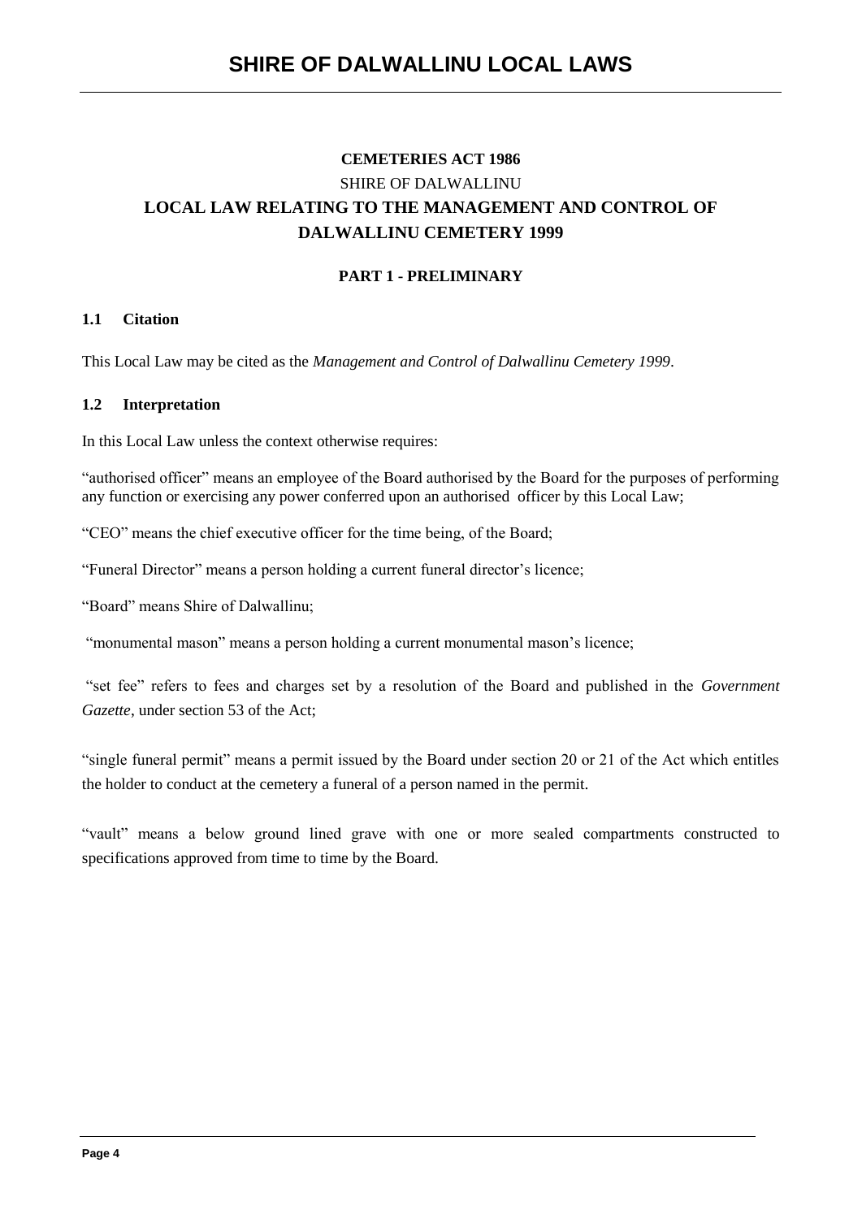**CEMETERIES ACT 1986**

SHIRE OF DALWALLINU

# LOCAL LAW RELATING TO THE MANAGEMENT AND CONTROL OF DALWALLINU CEMETERY 1999

## PART 1 - PRELIMINARY

### 1.1 Citation

This Local Law may be cited as the *Management and Control of Dalwallinu Cemetery 1999*.

### 1.2 Interpretation

In this Local Law unless the context otherwise requires:

"authorised officer" means an employee of the Board authorised by the Board for the purposes of performing any function or exercising any power conferred upon an authorised officer by this Local Law;

"CEO" means the chief executive officer for the time being, of the Board;

"Funeral Director" means a person holding a current funeral director's licence;

"Board" means Shire of Dalwallinu;

"monumental mason" means a person holding a current monumental mason's licence;

"set fee" refers to fees and charges set by a resolution of the Board and published in the *Government Gazette*, under section 53 of the Act;

"single funeral permit" means a permit issued by the Board under section 20 or 21 of the Act which entitles the holder to conduct at the cemetery a funeral of a person named in the permit.

"vault" means a below ground lined grave with one or more sealed compartments constructed to specifications approved from time to time by the Board.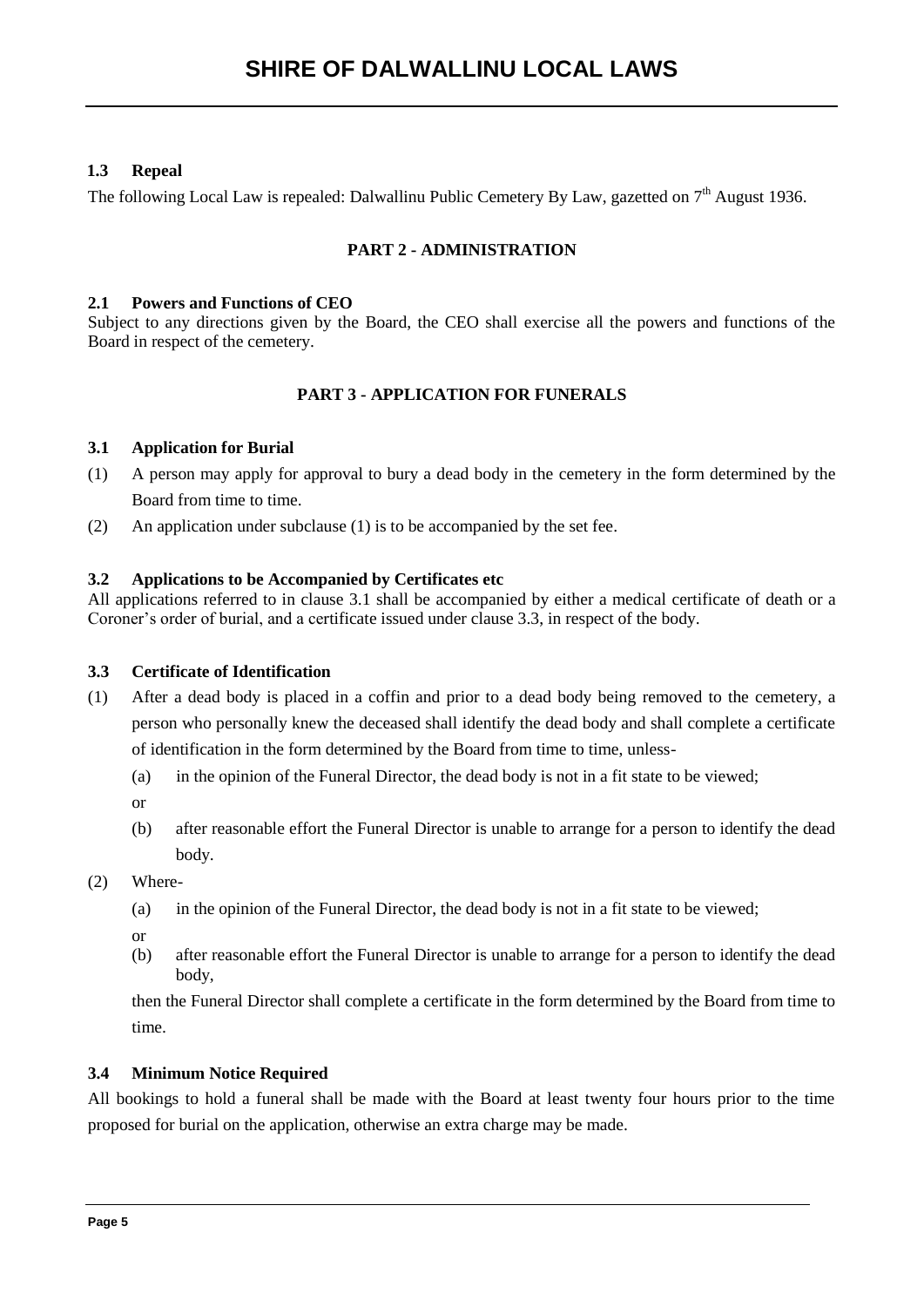### 1.3 Repeal

The following Local Law is repealed: Dalwallinu Public Cemetery By Law, gazetted on 7th August 1936.

## PART 2 - ADMINISTRATION

### 2.1 Powers and Functions of CEO

Subject to any directions given by the Board, the CEO shall exercise all the powers and functions of the Board in respect of the cemetery.

## PART 3 - APPLICATION FOR FUNERALS

### 3.1 Application for Burial

(1) A person may apply for approval to bury a dead body in the cemetery in the form determined by the Board from time to time.

(2) An application under subclause (1) is to be accompanied by the set fee.

### 3.2 Applications to be Accompanied by Certificates etc

All applications referred to in clause 3.1 shall be accompanied by either a medical certificate of death or a Coroner's order of burial, and a certificate issued under clause 3.3, in respect of the body.

### 3.3 Certificate of Identification

(1) After a dead body is placed in a coffin and prior to a dead body being removed to the cemetery, a person who personally knew the deceased shall identify the dead body and shall complete a certificate of identification in the form determined by the Board from time to time, unless-

   (a) in the opinion of the Funeral Director, the dead body is not in a fit state to be viewed;

   or

   (b) after reasonable effort the Funeral Director is unable to arrange for a person to identify the dead body.

(2) Where-

   (a) in the opinion of the Funeral Director, the dead body is not in a fit state to be viewed;

   or

   (b) after reasonable effort the Funeral Director is unable to arrange for a person to identify the dead body,

   then the Funeral Director shall complete a certificate in the form determined by the Board from time to time.

### 3.4 Minimum Notice Required

All bookings to hold a funeral shall be made with the Board at least twenty four hours prior to the time proposed for burial on the application, otherwise an extra charge may be made.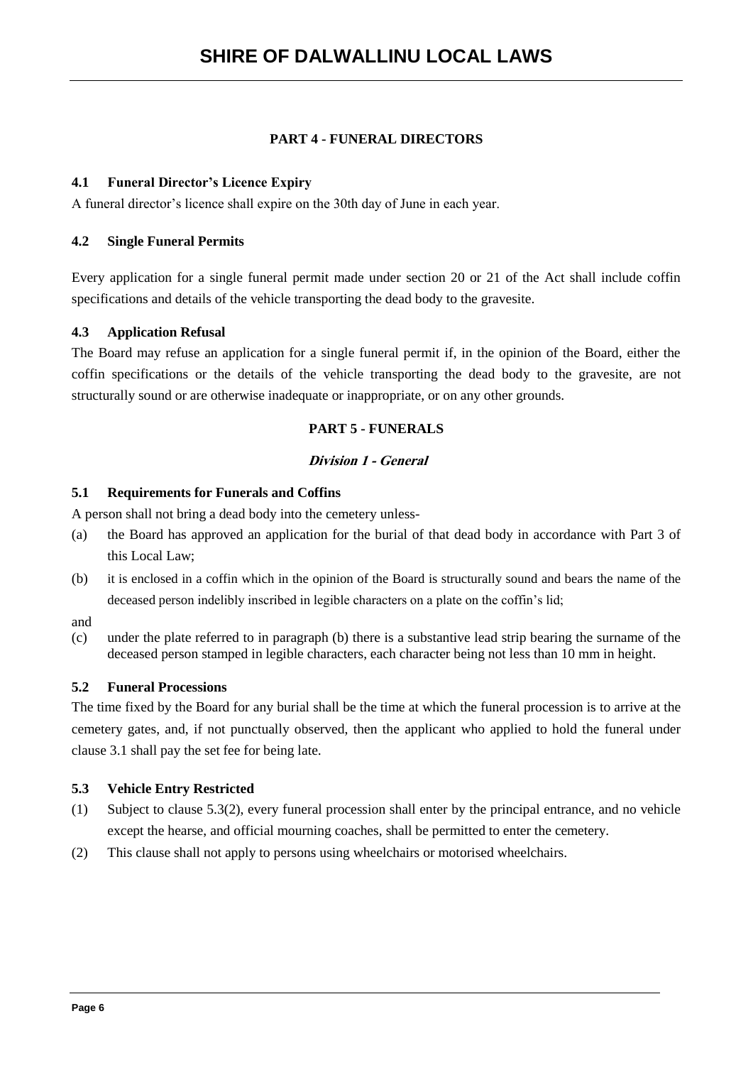## PART 4 - FUNERAL DIRECTORS

### 4.1 Funeral Director's Licence Expiry

A funeral director's licence shall expire on the 30th day of June in each year.

### 4.2 Single Funeral Permits

Every application for a single funeral permit made under section 20 or 21 of the Act shall include coffin specifications and details of the vehicle transporting the dead body to the gravesite.

### 4.3 Application Refusal

The Board may refuse an application for a single funeral permit if, in the opinion of the Board, either the coffin specifications or the details of the vehicle transporting the dead body to the gravesite, are not structurally sound or are otherwise inadequate or inappropriate, or on any other grounds.

## PART 5 - FUNERALS

### *Division 1 - General*

### 5.1 Requirements for Funerals and Coffins

A person shall not bring a dead body into the cemetery unless-

(a) the Board has approved an application for the burial of that dead body in accordance with Part 3 of this Local Law;

(b) it is enclosed in a coffin which in the opinion of the Board is structurally sound and bears the name of the deceased person indelibly inscribed in legible characters on a plate on the coffin's lid;

and

(c) under the plate referred to in paragraph (b) there is a substantive lead strip bearing the surname of the deceased person stamped in legible characters, each character being not less than 10 mm in height.

### 5.2 Funeral Processions

The time fixed by the Board for any burial shall be the time at which the funeral procession is to arrive at the cemetery gates, and, if not punctually observed, then the applicant who applied to hold the funeral under clause 3.1 shall pay the set fee for being late.

### 5.3 Vehicle Entry Restricted

(1) Subject to clause 5.3(2), every funeral procession shall enter by the principal entrance, and no vehicle except the hearse, and official mourning coaches, shall be permitted to enter the cemetery.

(2) This clause shall not apply to persons using wheelchairs or motorised wheelchairs.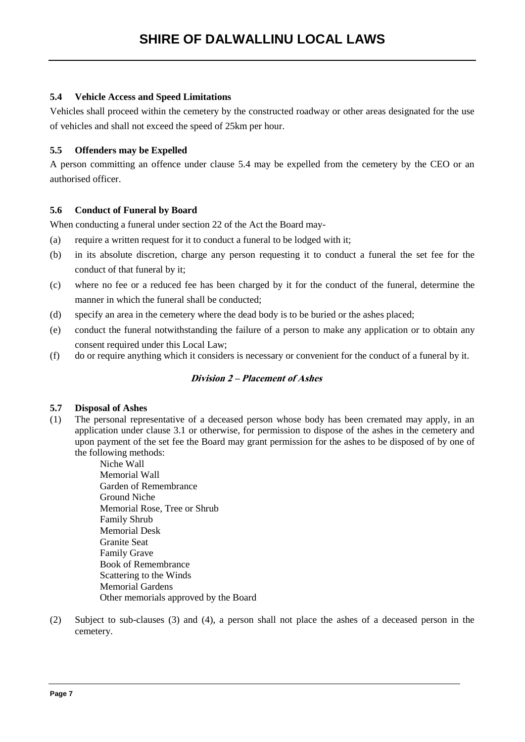### 5.4 Vehicle Access and Speed Limitations

Vehicles shall proceed within the cemetery by the constructed roadway or other areas designated for the use of vehicles and shall not exceed the speed of 25km per hour.

### 5.5 Offenders may be Expelled

A person committing an offence under clause 5.4 may be expelled from the cemetery by the CEO or an authorised officer.

### 5.6 Conduct of Funeral by Board

When conducting a funeral under section 22 of the Act the Board may-

(a) require a written request for it to conduct a funeral to be lodged with it;

(b) in its absolute discretion, charge any person requesting it to conduct a funeral the set fee for the conduct of that funeral by it;

(c) where no fee or a reduced fee has been charged by it for the conduct of the funeral, determine the manner in which the funeral shall be conducted;

(d) specify an area in the cemetery where the dead body is to be buried or the ashes placed;

(e) conduct the funeral notwithstanding the failure of a person to make any application or to obtain any consent required under this Local Law;

(f) do or require anything which it considers is necessary or convenient for the conduct of a funeral by it.

## *Division 2 – Placement of Ashes*

### 5.7 Disposal of Ashes

(1) The personal representative of a deceased person whose body has been cremated may apply, in an application under clause 3.1 or otherwise, for permission to dispose of the ashes in the cemetery and upon payment of the set fee the Board may grant permission for the ashes to be disposed of by one of the following methods:

Niche Wall
Memorial Wall
Garden of Remembrance
Ground Niche
Memorial Rose, Tree or Shrub
Family Shrub
Memorial Desk
Granite Seat
Family Grave
Book of Remembrance
Scattering to the Winds
Memorial Gardens
Other memorials approved by the Board

(2) Subject to sub-clauses (3) and (4), a person shall not place the ashes of a deceased person in the cemetery.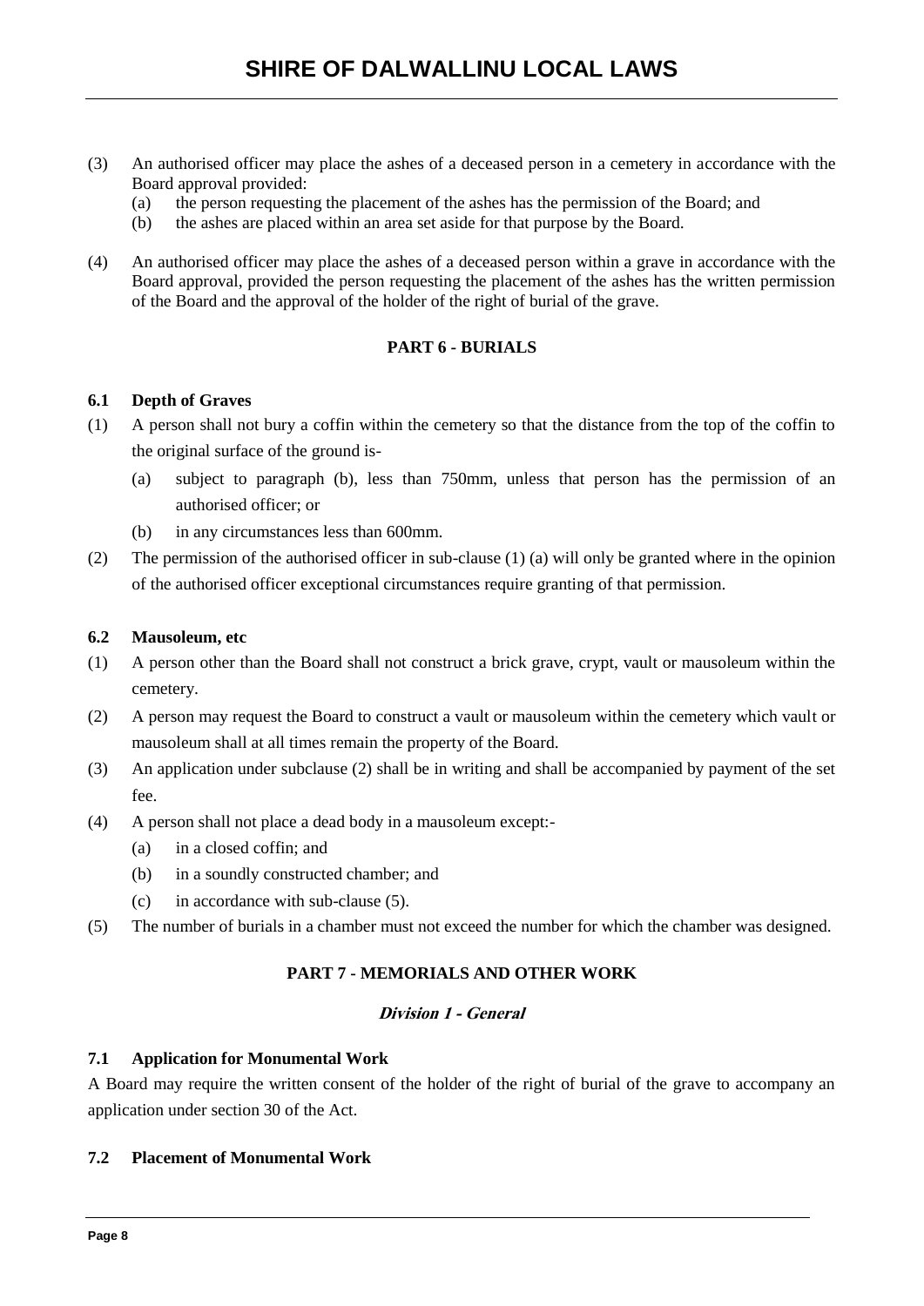(3) An authorised officer may place the ashes of a deceased person in a cemetery in accordance with the Board approval provided:
   (a) the person requesting the placement of the ashes has the permission of the Board; and
   (b) the ashes are placed within an area set aside for that purpose by the Board.

(4) An authorised officer may place the ashes of a deceased person within a grave in accordance with the Board approval, provided the person requesting the placement of the ashes has the written permission of the Board and the approval of the holder of the right of burial of the grave.

## PART 6 - BURIALS

### 6.1 Depth of Graves

(1) A person shall not bury a coffin within the cemetery so that the distance from the top of the coffin to the original surface of the ground is-
   (a) subject to paragraph (b), less than 750mm, unless that person has the permission of an authorised officer; or
   (b) in any circumstances less than 600mm.

(2) The permission of the authorised officer in sub-clause (1) (a) will only be granted where in the opinion of the authorised officer exceptional circumstances require granting of that permission.

### 6.2 Mausoleum, etc

(1) A person other than the Board shall not construct a brick grave, crypt, vault or mausoleum within the cemetery.

(2) A person may request the Board to construct a vault or mausoleum within the cemetery which vault or mausoleum shall at all times remain the property of the Board.

(3) An application under subclause (2) shall be in writing and shall be accompanied by payment of the set fee.

(4) A person shall not place a dead body in a mausoleum except:-
   (a) in a closed coffin; and
   (b) in a soundly constructed chamber; and
   (c) in accordance with sub-clause (5).

(5) The number of burials in a chamber must not exceed the number for which the chamber was designed.

## PART 7 - MEMORIALS AND OTHER WORK

#### *Division 1 - General*

### 7.1 Application for Monumental Work

A Board may require the written consent of the holder of the right of burial of the grave to accompany an application under section 30 of the Act.

### 7.2 Placement of Monumental Work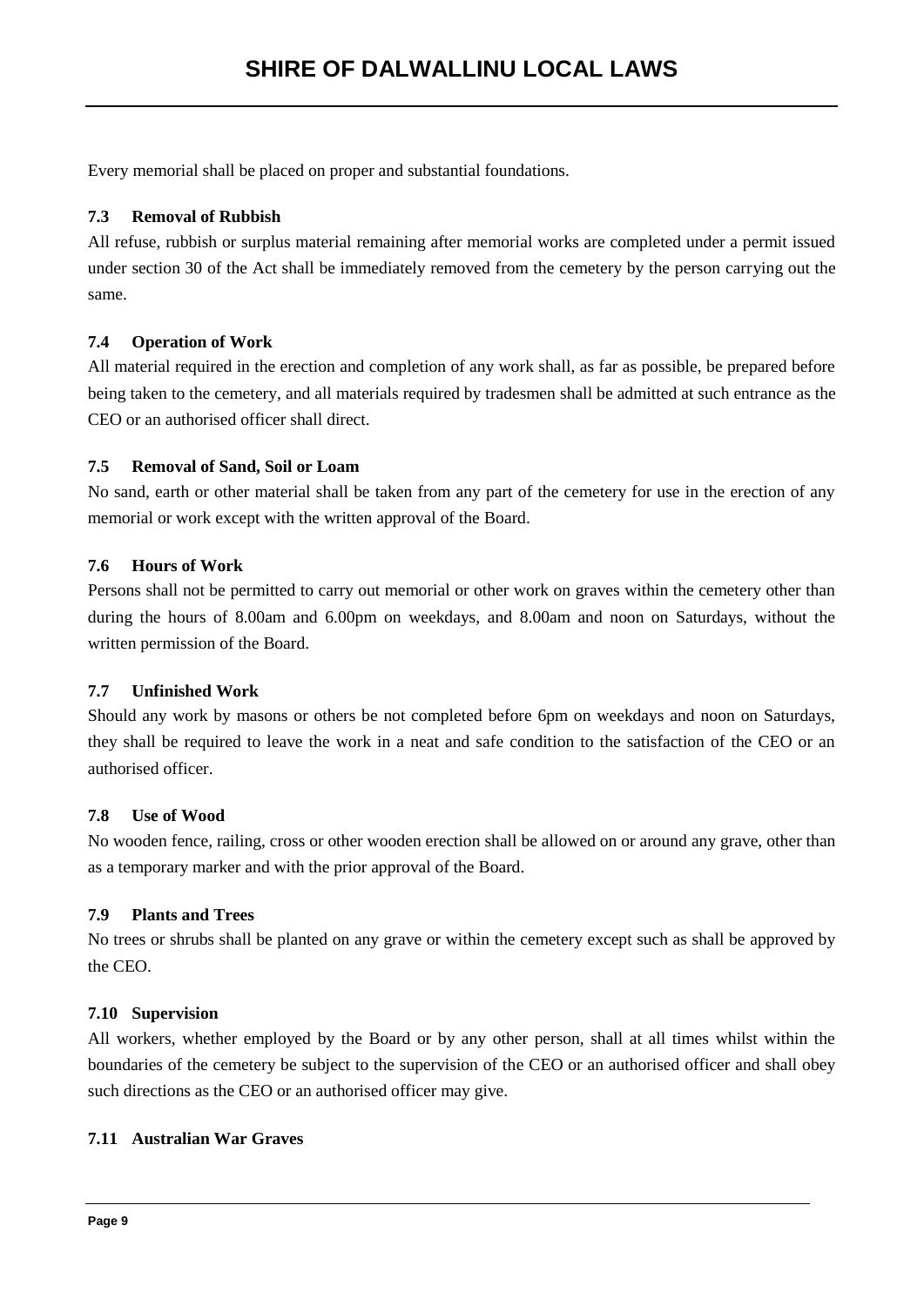Every memorial shall be placed on proper and substantial foundations.

### 7.3 Removal of Rubbish

All refuse, rubbish or surplus material remaining after memorial works are completed under a permit issued under section 30 of the Act shall be immediately removed from the cemetery by the person carrying out the same.

### 7.4 Operation of Work

All material required in the erection and completion of any work shall, as far as possible, be prepared before being taken to the cemetery, and all materials required by tradesmen shall be admitted at such entrance as the CEO or an authorised officer shall direct.

### 7.5 Removal of Sand, Soil or Loam

No sand, earth or other material shall be taken from any part of the cemetery for use in the erection of any memorial or work except with the written approval of the Board.

### 7.6 Hours of Work

Persons shall not be permitted to carry out memorial or other work on graves within the cemetery other than during the hours of 8.00am and 6.00pm on weekdays, and 8.00am and noon on Saturdays, without the written permission of the Board.

### 7.7 Unfinished Work

Should any work by masons or others be not completed before 6pm on weekdays and noon on Saturdays, they shall be required to leave the work in a neat and safe condition to the satisfaction of the CEO or an authorised officer.

### 7.8 Use of Wood

No wooden fence, railing, cross or other wooden erection shall be allowed on or around any grave, other than as a temporary marker and with the prior approval of the Board.

### 7.9 Plants and Trees

No trees or shrubs shall be planted on any grave or within the cemetery except such as shall be approved by the CEO.

### 7.10 Supervision

All workers, whether employed by the Board or by any other person, shall at all times whilst within the boundaries of the cemetery be subject to the supervision of the CEO or an authorised officer and shall obey such directions as the CEO or an authorised officer may give.

### 7.11 Australian War Graves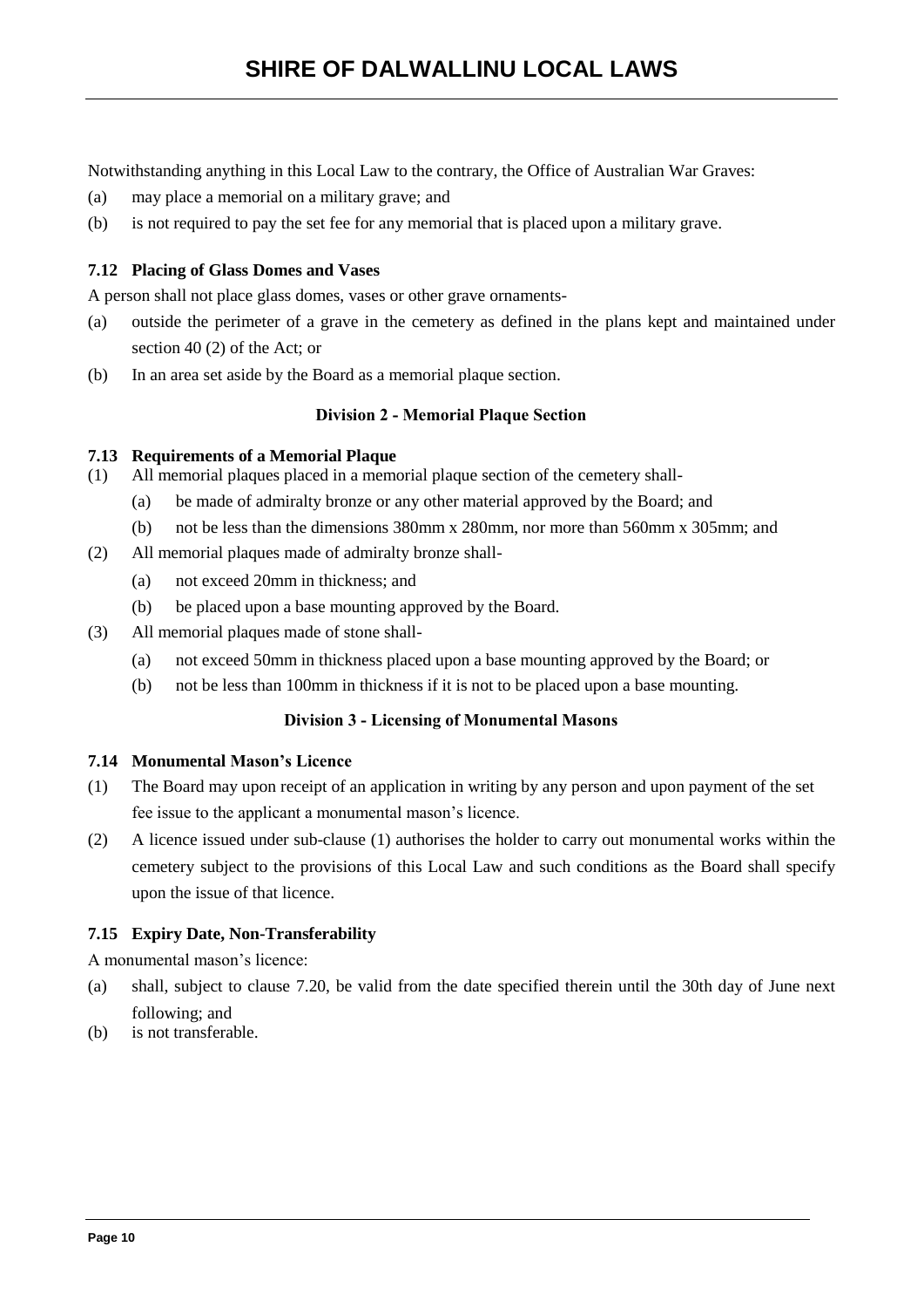Notwithstanding anything in this Local Law to the contrary, the Office of Australian War Graves:

(a) may place a memorial on a military grave; and

(b) is not required to pay the set fee for any memorial that is placed upon a military grave.

### 7.12 Placing of Glass Domes and Vases

A person shall not place glass domes, vases or other grave ornaments-

(a) outside the perimeter of a grave in the cemetery as defined in the plans kept and maintained under section 40 (2) of the Act; or

(b) In an area set aside by the Board as a memorial plaque section.

## Division 2 - Memorial Plaque Section

### 7.13 Requirements of a Memorial Plaque

(1) All memorial plaques placed in a memorial plaque section of the cemetery shall-

   (a) be made of admiralty bronze or any other material approved by the Board; and

   (b) not be less than the dimensions 380mm x 280mm, nor more than 560mm x 305mm; and

(2) All memorial plaques made of admiralty bronze shall-

   (a) not exceed 20mm in thickness; and

   (b) be placed upon a base mounting approved by the Board.

(3) All memorial plaques made of stone shall-

   (a) not exceed 50mm in thickness placed upon a base mounting approved by the Board; or

   (b) not be less than 100mm in thickness if it is not to be placed upon a base mounting.

## Division 3 - Licensing of Monumental Masons

### 7.14 Monumental Mason's Licence

(1) The Board may upon receipt of an application in writing by any person and upon payment of the set fee issue to the applicant a monumental mason's licence.

(2) A licence issued under sub-clause (1) authorises the holder to carry out monumental works within the cemetery subject to the provisions of this Local Law and such conditions as the Board shall specify upon the issue of that licence.

### 7.15 Expiry Date, Non-Transferability

A monumental mason's licence:

(a) shall, subject to clause 7.20, be valid from the date specified therein until the 30th day of June next following; and

(b) is not transferable.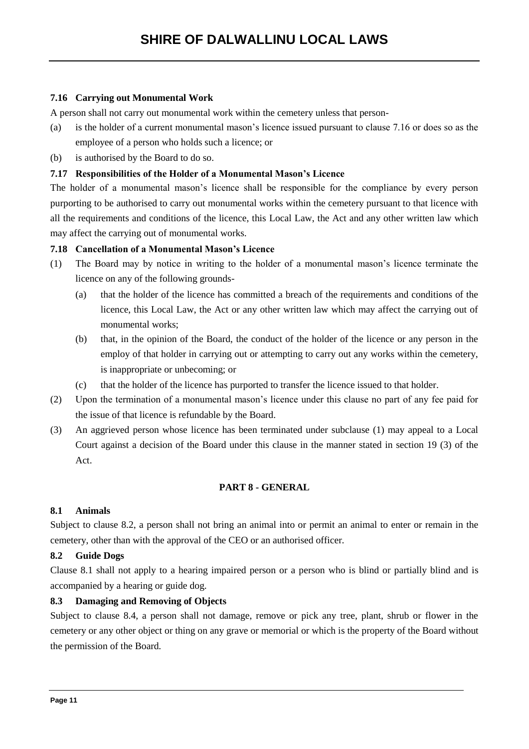### 7.16 Carrying out Monumental Work

A person shall not carry out monumental work within the cemetery unless that person-

(a) is the holder of a current monumental mason's licence issued pursuant to clause 7.16 or does so as the employee of a person who holds such a licence; or

(b) is authorised by the Board to do so.

### 7.17 Responsibilities of the Holder of a Monumental Mason's Licence

The holder of a monumental mason's licence shall be responsible for the compliance by every person purporting to be authorised to carry out monumental works within the cemetery pursuant to that licence with all the requirements and conditions of the licence, this Local Law, the Act and any other written law which may affect the carrying out of monumental works.

### 7.18 Cancellation of a Monumental Mason's Licence

(1) The Board may by notice in writing to the holder of a monumental mason's licence terminate the licence on any of the following grounds-

 (a) that the holder of the licence has committed a breach of the requirements and conditions of the licence, this Local Law, the Act or any other written law which may affect the carrying out of monumental works;

 (b) that, in the opinion of the Board, the conduct of the holder of the licence or any person in the employ of that holder in carrying out or attempting to carry out any works within the cemetery, is inappropriate or unbecoming; or

 (c) that the holder of the licence has purported to transfer the licence issued to that holder.

(2) Upon the termination of a monumental mason's licence under this clause no part of any fee paid for the issue of that licence is refundable by the Board.

(3) An aggrieved person whose licence has been terminated under subclause (1) may appeal to a Local Court against a decision of the Board under this clause in the manner stated in section 19 (3) of the Act.

## PART 8 - GENERAL

### 8.1 Animals

Subject to clause 8.2, a person shall not bring an animal into or permit an animal to enter or remain in the cemetery, other than with the approval of the CEO or an authorised officer.

### 8.2 Guide Dogs

Clause 8.1 shall not apply to a hearing impaired person or a person who is blind or partially blind and is accompanied by a hearing or guide dog.

### 8.3 Damaging and Removing of Objects

Subject to clause 8.4, a person shall not damage, remove or pick any tree, plant, shrub or flower in the cemetery or any other object or thing on any grave or memorial or which is the property of the Board without the permission of the Board.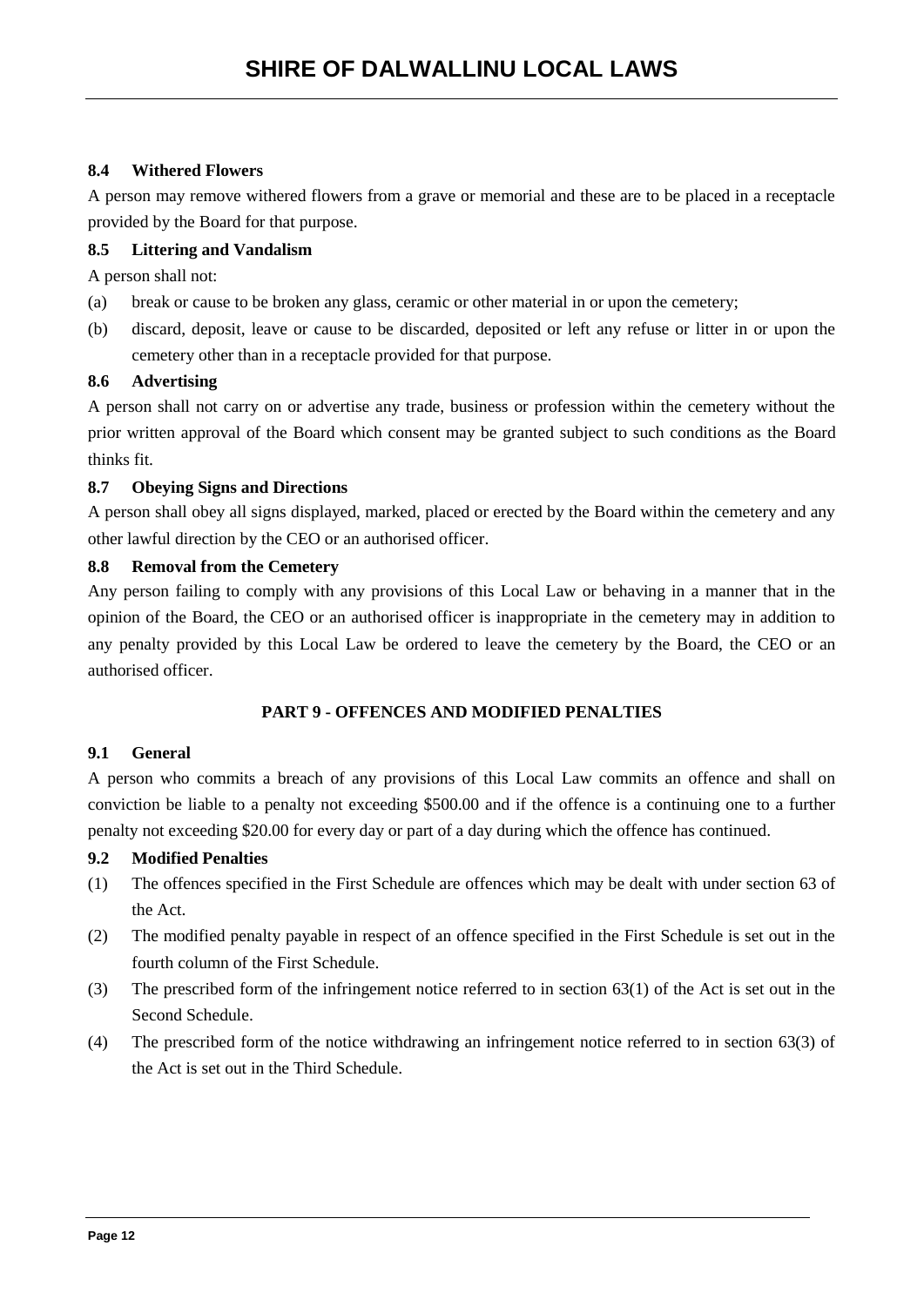### 8.4 Withered Flowers

A person may remove withered flowers from a grave or memorial and these are to be placed in a receptacle provided by the Board for that purpose.

### 8.5 Littering and Vandalism

A person shall not:

(a) break or cause to be broken any glass, ceramic or other material in or upon the cemetery;

(b) discard, deposit, leave or cause to be discarded, deposited or left any refuse or litter in or upon the cemetery other than in a receptacle provided for that purpose.

### 8.6 Advertising

A person shall not carry on or advertise any trade, business or profession within the cemetery without the prior written approval of the Board which consent may be granted subject to such conditions as the Board thinks fit.

### 8.7 Obeying Signs and Directions

A person shall obey all signs displayed, marked, placed or erected by the Board within the cemetery and any other lawful direction by the CEO or an authorised officer.

### 8.8 Removal from the Cemetery

Any person failing to comply with any provisions of this Local Law or behaving in a manner that in the opinion of the Board, the CEO or an authorised officer is inappropriate in the cemetery may in addition to any penalty provided by this Local Law be ordered to leave the cemetery by the Board, the CEO or an authorised officer.

## PART 9 - OFFENCES AND MODIFIED PENALTIES

### 9.1 General

A person who commits a breach of any provisions of this Local Law commits an offence and shall on conviction be liable to a penalty not exceeding $500.00 and if the offence is a continuing one to a further penalty not exceeding $20.00 for every day or part of a day during which the offence has continued.

### 9.2 Modified Penalties

(1) The offences specified in the First Schedule are offences which may be dealt with under section 63 of the Act.

(2) The modified penalty payable in respect of an offence specified in the First Schedule is set out in the fourth column of the First Schedule.

(3) The prescribed form of the infringement notice referred to in section 63(1) of the Act is set out in the Second Schedule.

(4) The prescribed form of the notice withdrawing an infringement notice referred to in section 63(3) of the Act is set out in the Third Schedule.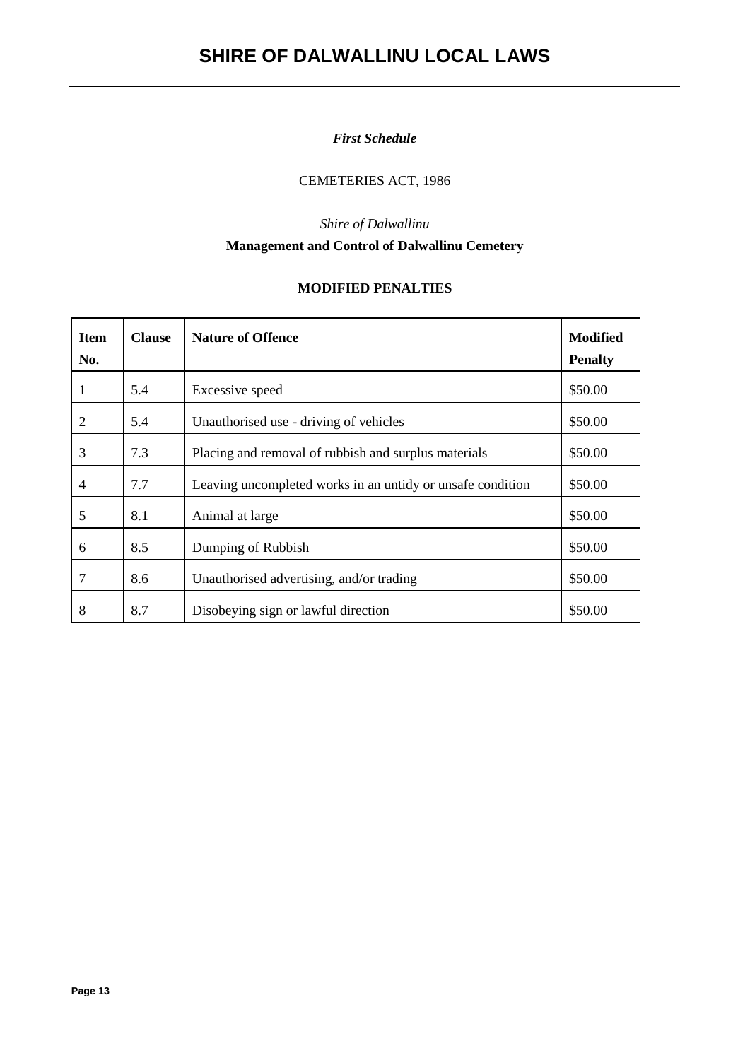*First Schedule*

CEMETERIES ACT, 1986

*Shire of Dalwallinu*

**Management and Control of Dalwallinu Cemetery**

**MODIFIED PENALTIES**

| Item No. | Clause | Nature of Offence | Modified Penalty |
|---|---|---|---|
| 1 | 5.4 | Excessive speed | $50.00 |
| 2 | 5.4 | Unauthorised use - driving of vehicles | $50.00 |
| 3 | 7.3 | Placing and removal of rubbish and surplus materials | $50.00 |
| 4 | 7.7 | Leaving uncompleted works in an untidy or unsafe condition | $50.00 |
| 5 | 8.1 | Animal at large | $50.00 |
| 6 | 8.5 | Dumping of Rubbish | $50.00 |
| 7 | 8.6 | Unauthorised advertising, and/or trading | $50.00 |
| 8 | 8.7 | Disobeying sign or lawful direction | $50.00 |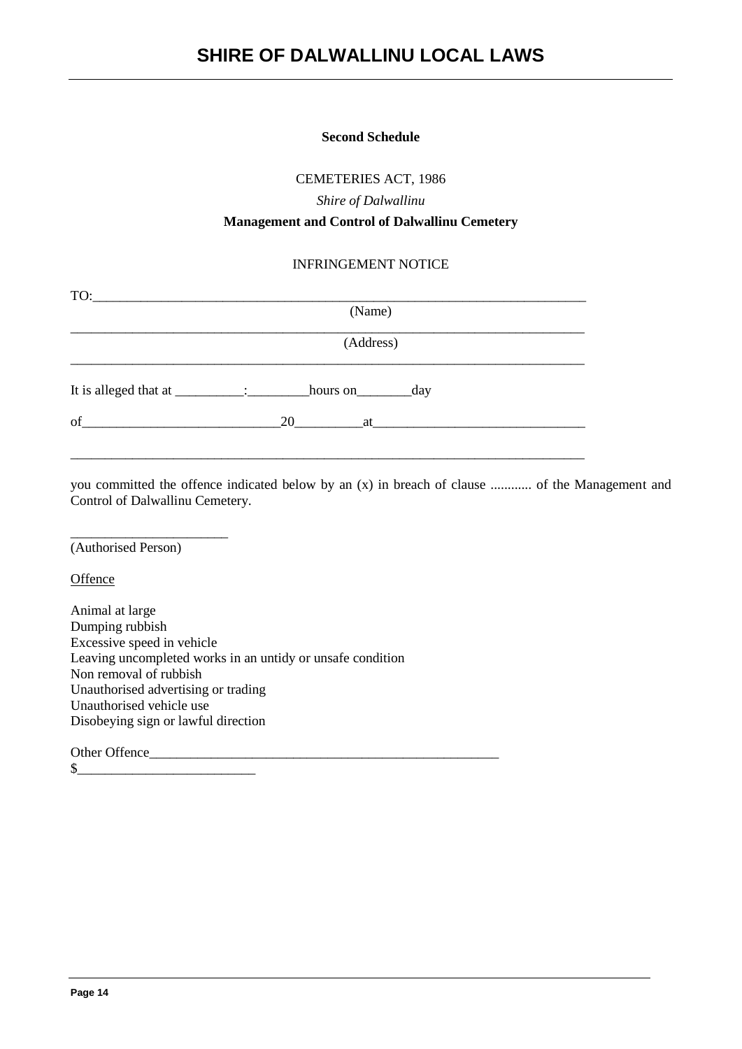**Second Schedule**

CEMETERIES ACT, 1986

*Shire of Dalwallinu*

**Management and Control of Dalwallinu Cemetery**

INFRINGEMENT NOTICE

TO:_______________________________________________________________________

(Name)

__________________________________________________________________________

(Address)

__________________________________________________________________________

It is alleged that at __________:_________hours on________day

of_____________________________20__________at_______________________________

__________________________________________________________________________

you committed the offence indicated below by an (x) in breach of clause ............ of the Management and Control of Dalwallinu Cemetery.

_______________________

(Authorised Person)

Offence

Animal at large
Dumping rubbish
Excessive speed in vehicle
Leaving uncompleted works in an untidy or unsafe condition
Non removal of rubbish
Unauthorised advertising or trading
Unauthorised vehicle use
Disobeying sign or lawful direction

Other Offence_____________________________________________________
$__________________________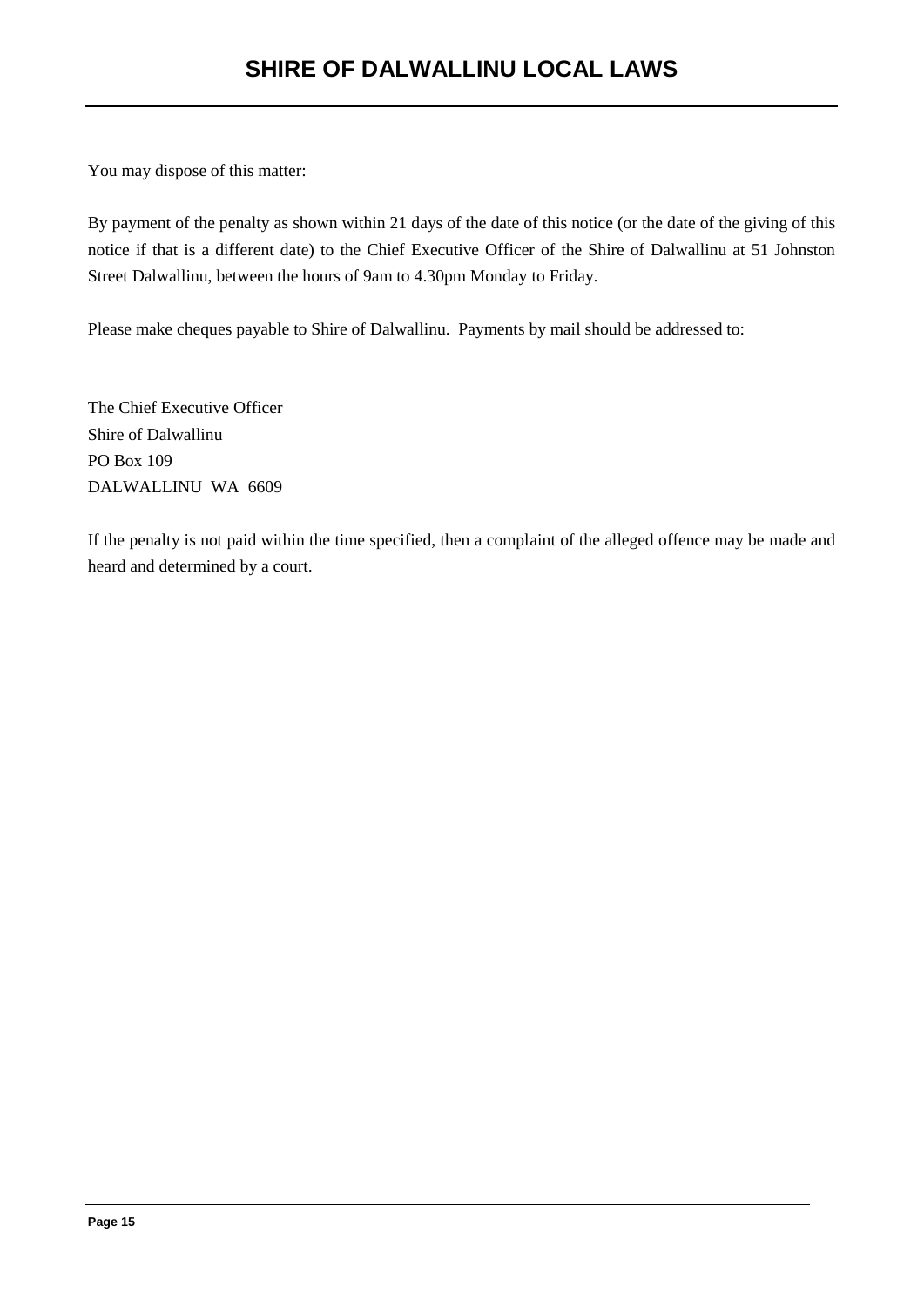You may dispose of this matter:

By payment of the penalty as shown within 21 days of the date of this notice (or the date of the giving of this notice if that is a different date) to the Chief Executive Officer of the Shire of Dalwallinu at 51 Johnston Street Dalwallinu, between the hours of 9am to 4.30pm Monday to Friday.

Please make cheques payable to Shire of Dalwallinu. Payments by mail should be addressed to:

The Chief Executive Officer
Shire of Dalwallinu
PO Box 109
DALWALLINU WA 6609

If the penalty is not paid within the time specified, then a complaint of the alleged offence may be made and heard and determined by a court.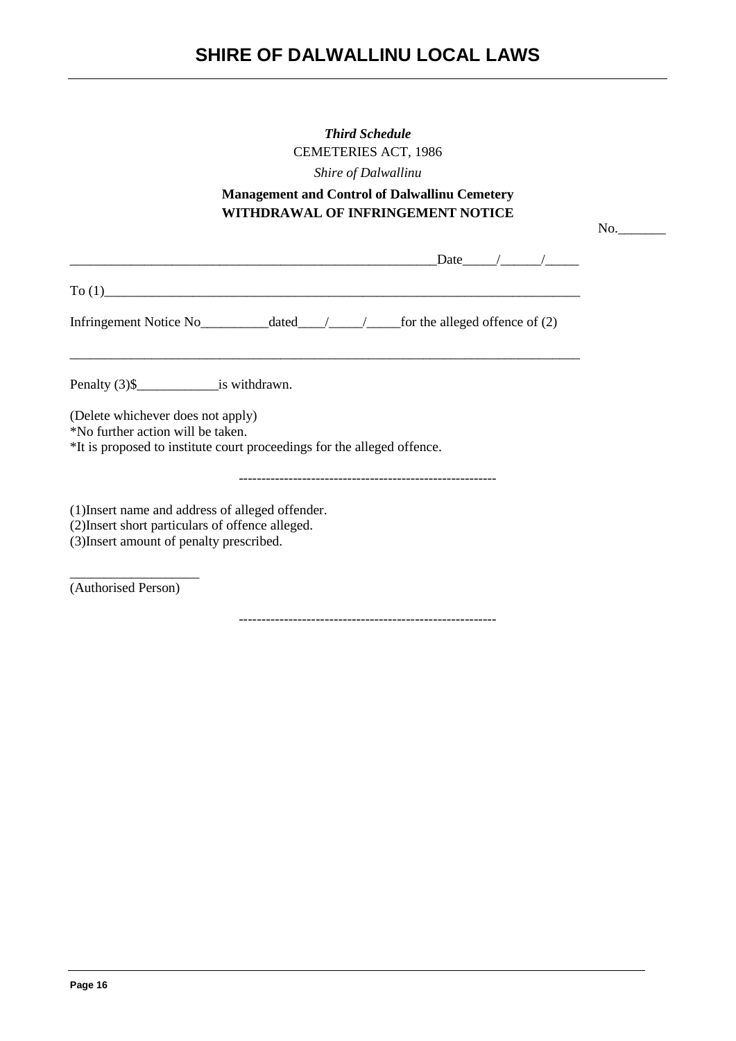*Third Schedule*

CEMETERIES ACT, 1986

*Shire of Dalwallinu*

**Management and Control of Dalwallinu Cemetery**

**WITHDRAWAL OF INFRINGEMENT NOTICE**

No._______

________________________________________________________Date_____/______/_____

To (1)________________________________________________________________________

Infringement Notice No__________dated____/_____/_____for the alleged offence of (2)

______________________________________________________________________________

Penalty (3)$____________is withdrawn.

(Delete whichever does not apply)
*No further action will be taken.
*It is proposed to institute court proceedings for the alleged offence.

--------------------------------------------------------

(1)Insert name and address of alleged offender.
(2)Insert short particulars of offence alleged.
(3)Insert amount of penalty prescribed.

___________________
(Authorised Person)

--------------------------------------------------------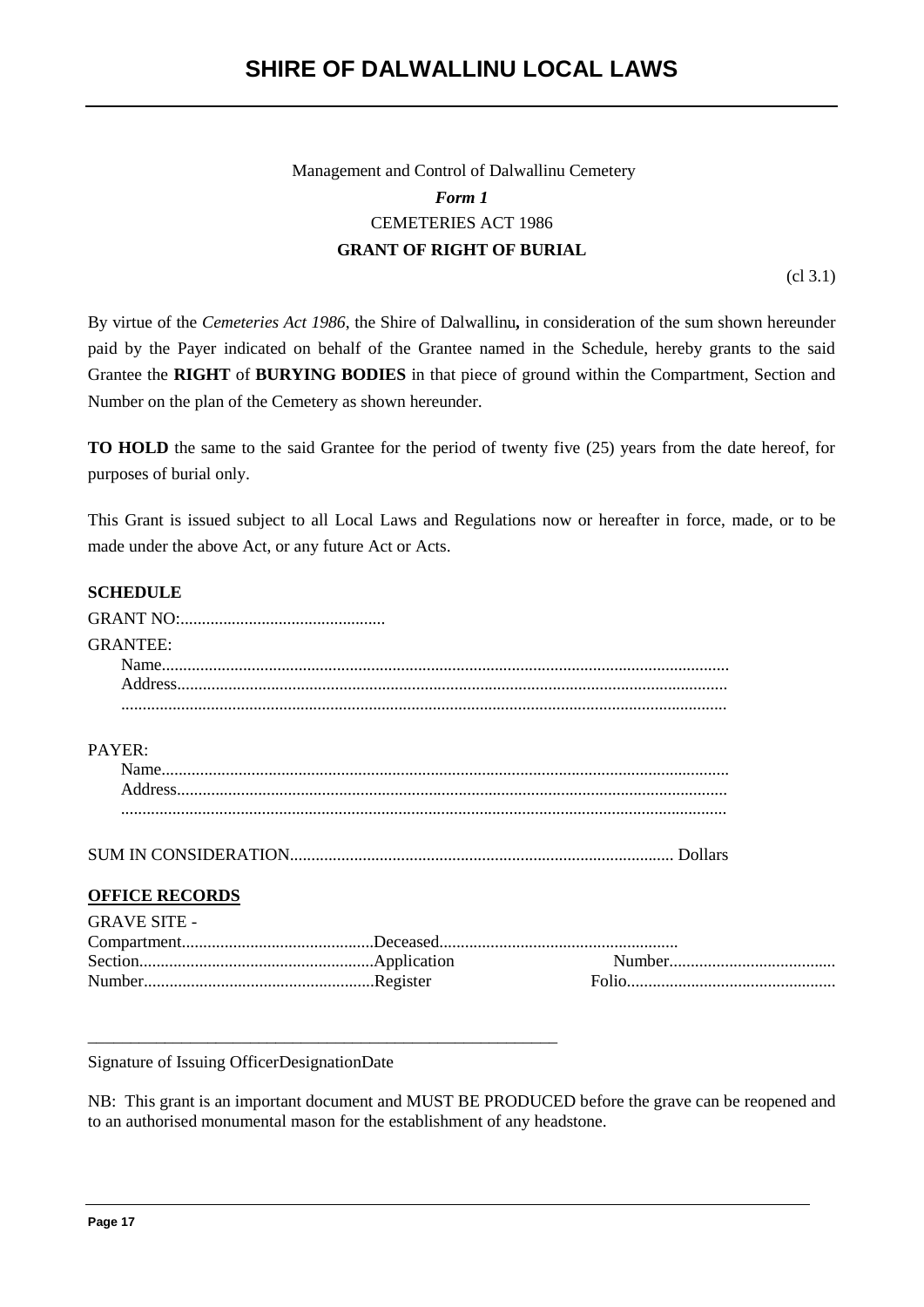Management and Control of Dalwallinu Cemetery

***Form 1***

CEMETERIES ACT 1986

**GRANT OF RIGHT OF BURIAL**

(cl 3.1)

By virtue of the *Cemeteries Act 1986*, the Shire of Dalwallinu**,** in consideration of the sum shown hereunder paid by the Payer indicated on behalf of the Grantee named in the Schedule, hereby grants to the said Grantee the **RIGHT** of **BURYING BODIES** in that piece of ground within the Compartment, Section and Number on the plan of the Cemetery as shown hereunder.

**TO HOLD** the same to the said Grantee for the period of twenty five (25) years from the date hereof, for purposes of burial only.

This Grant is issued subject to all Local Laws and Regulations now or hereafter in force, made, or to be made under the above Act, or any future Act or Acts.

**SCHEDULE**

GRANT NO:................................................

GRANTEE:

Name...................................................................................................................................
Address...............................................................................................................................
...........................................................................................................................................

PAYER:

Name...................................................................................................................................
Address...............................................................................................................................
...........................................................................................................................................

SUM IN CONSIDERATION........................................................................................ Dollars

**OFFICE RECORDS**

GRAVE SITE -

Compartment............................................Deceased.......................................................
Section......................................................Application Number.......................................
Number.....................................................Register Folio.................................................

\_\_\_\_\_\_\_\_\_\_\_\_\_\_\_\_\_\_\_\_\_\_\_\_\_\_\_\_\_\_\_\_\_\_\_\_\_\_\_\_\_\_\_\_\_\_\_\_\_\_\_\_\_\_\_\_\_\_

Signature of Issuing OfficerDesignationDate

NB: This grant is an important document and MUST BE PRODUCED before the grave can be reopened and to an authorised monumental mason for the establishment of any headstone.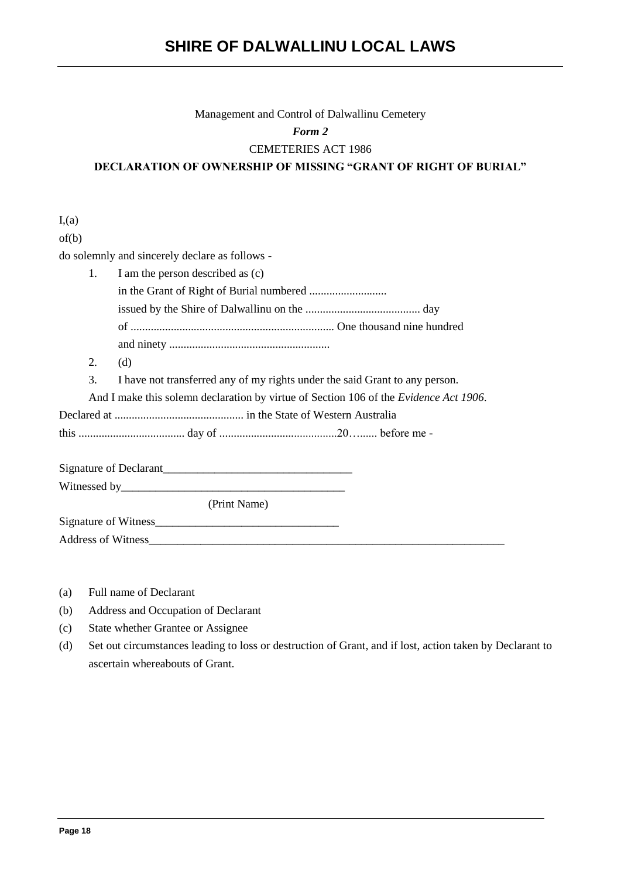Management and Control of Dalwallinu Cemetery

*Form 2*

CEMETERIES ACT 1986

**DECLARATION OF OWNERSHIP OF MISSING "GRANT OF RIGHT OF BURIAL"**

I,(a)

of(b)

do solemnly and sincerely declare as follows -

1. I am the person described as (c)
   in the Grant of Right of Burial numbered ...........................
   issued by the Shire of Dalwallinu on the ........................................ day
   of ...................................................................... One thousand nine hundred
   and ninety ........................................................
2. (d)
3. I have not transferred any of my rights under the said Grant to any person.

And I make this solemn declaration by virtue of Section 106 of the *Evidence Act 1906*.

Declared at ............................................ in the State of Western Australia

this .................................... day of .........................................20…....... before me -

Signature of Declarant_________________________________

Witnessed by_______________________________________

(Print Name)

Signature of Witness________________________________

Address of Witness_________________________________________________________________

(a) Full name of Declarant

(b) Address and Occupation of Declarant

(c) State whether Grantee or Assignee

(d) Set out circumstances leading to loss or destruction of Grant, and if lost, action taken by Declarant to ascertain whereabouts of Grant.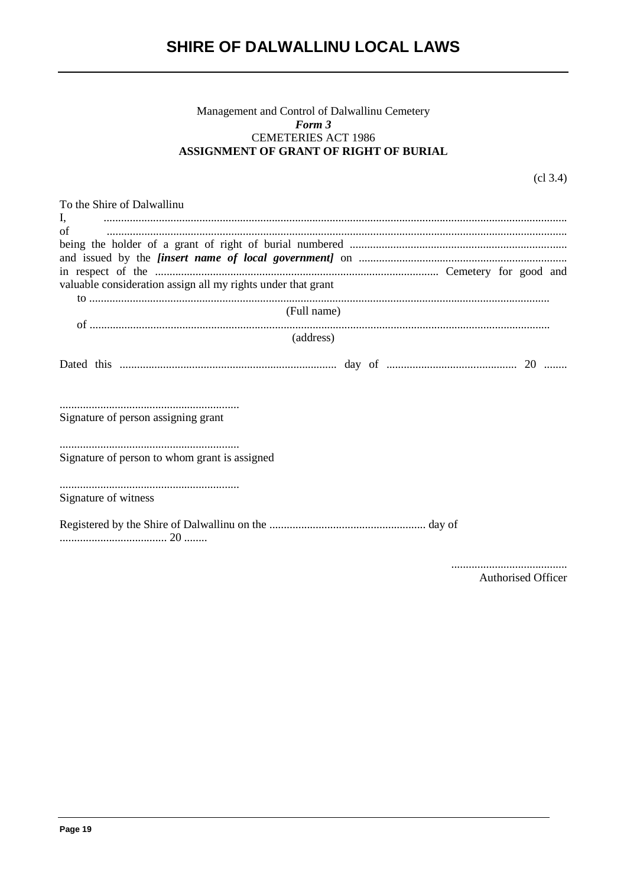Management and Control of Dalwallinu Cemetery

***Form 3***

CEMETERIES ACT 1986

**ASSIGNMENT OF GRANT OF RIGHT OF BURIAL**

(cl 3.4)

To the Shire of Dalwallinu

I, ..............................................................................................................................................

of ..............................................................................................................................................

being the holder of a grant of right of burial numbered ..........................................................................

and issued by the ***[insert name of local government]*** on .......................................................................

in respect of the ................................................................................................ Cemetery for good and valuable consideration assign all my rights under that grant

to ..............................................................................................................................................

(Full name)

of ..............................................................................................................................................

(address)

Dated this .......................................................................... day of ............................................ 20 ........

..............................................................

Signature of person assigning grant

..............................................................

Signature of person to whom grant is assigned

..............................................................

Signature of witness

Registered by the Shire of Dalwallinu on the ...................................................... day of ..................................... 20 ........

........................................

Authorised Officer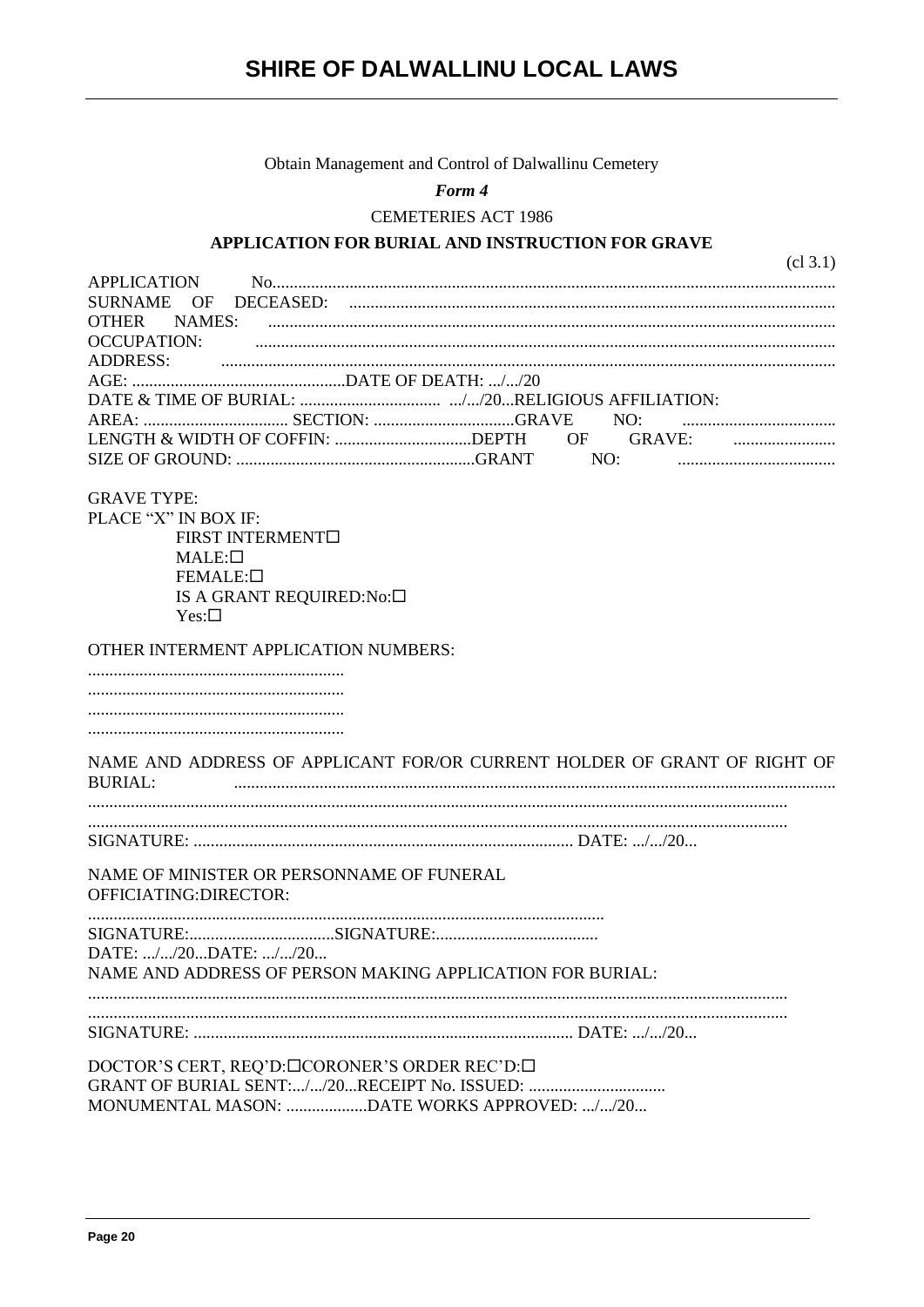Obtain Management and Control of Dalwallinu Cemetery

*Form 4*

CEMETERIES ACT 1986

**APPLICATION FOR BURIAL AND INSTRUCTION FOR GRAVE**

(cl 3.1)

APPLICATION No.................................................................................................................................
SURNAME OF DECEASED: ...............................................................................................................
OTHER NAMES: ...................................................................................................................................
OCCUPATION: ......................................................................................................................................
ADDRESS: .............................................................................................................................................
AGE: ..................................................DATE OF DEATH: .../.../20
DATE & TIME OF BURIAL: ................................. .../.../20...RELIGIOUS AFFILIATION:
AREA: .................................. SECTION: .................................GRAVE NO: ...................................
LENGTH & WIDTH OF COFFIN: ................................DEPTH OF GRAVE: ........................
SIZE OF GROUND: ........................................................GRANT NO: .....................................

GRAVE TYPE:
PLACE "X" IN BOX IF:
FIRST INTERMENT☐
MALE:☐
FEMALE:☐
IS A GRANT REQUIRED:No:☐
Yes:☐

OTHER INTERMENT APPLICATION NUMBERS:
............................................................
............................................................
............................................................
............................................................

NAME AND ADDRESS OF APPLICANT FOR/OR CURRENT HOLDER OF GRANT OF RIGHT OF BURIAL: ...........................................................................................................................................
.................................................................................................................................................................
.................................................................................................................................................................
SIGNATURE: ........................................................................................ DATE: .../.../20...

NAME OF MINISTER OR PERSONNAME OF FUNERAL
OFFICIATING:DIRECTOR:
.......................................................................................................................
SIGNATURE:..................................SIGNATURE:......................................
DATE: .../.../20...DATE: .../.../20...
NAME AND ADDRESS OF PERSON MAKING APPLICATION FOR BURIAL:
.................................................................................................................................................................
.................................................................................................................................................................
SIGNATURE: ........................................................................................ DATE: .../.../20...

DOCTOR'S CERT, REQ'D:☐CORONER'S ORDER REC'D:☐
GRANT OF BURIAL SENT:.../.../20...RECEIPT No. ISSUED: ................................
MONUMENTAL MASON: ...................DATE WORKS APPROVED: .../.../20...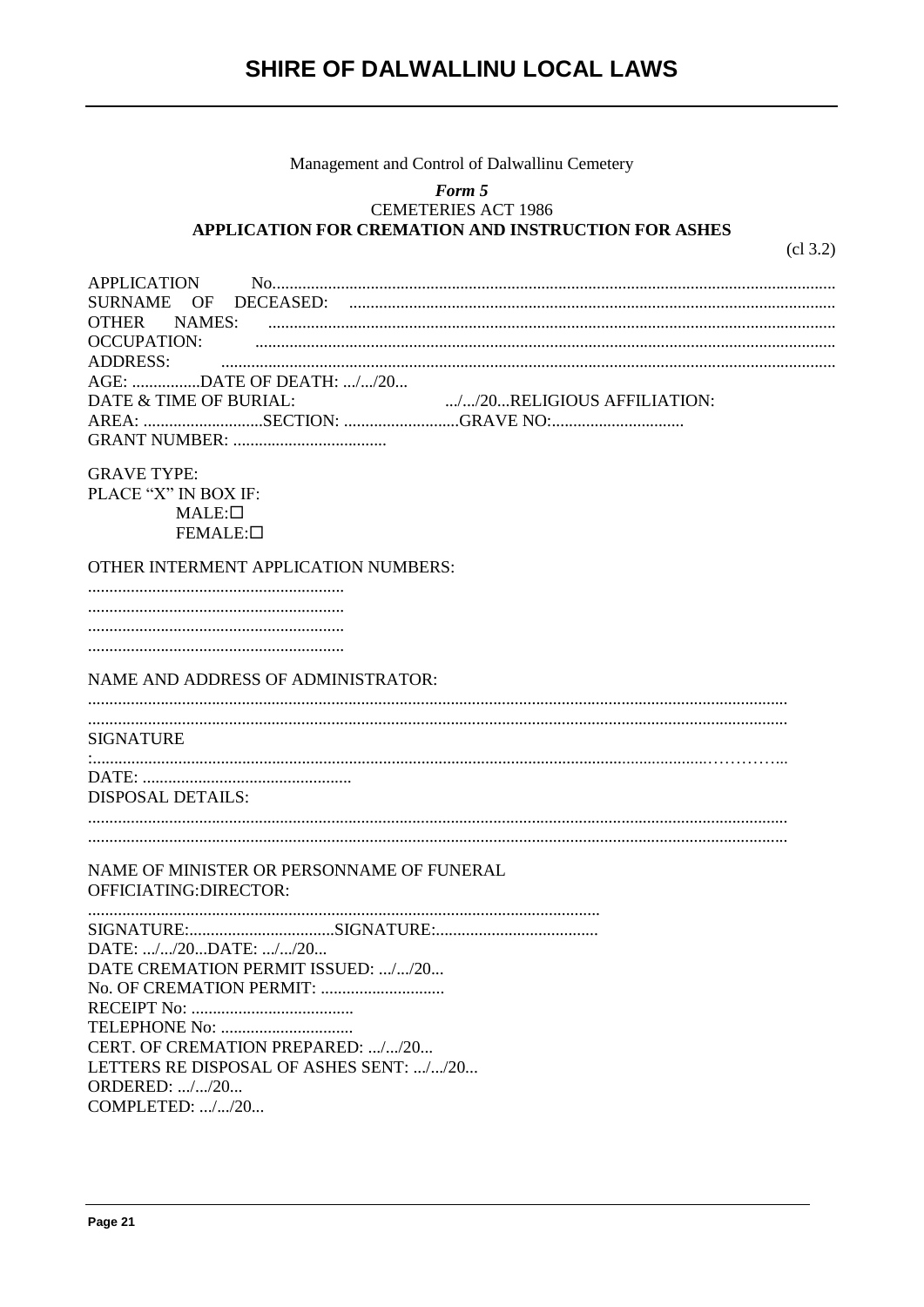Management and Control of Dalwallinu Cemetery

*Form 5*

CEMETERIES ACT 1986

**APPLICATION FOR CREMATION AND INSTRUCTION FOR ASHES**

(cl 3.2)

APPLICATION No.......................................................................................................................................

SURNAME OF DECEASED: ...............................................................................................................

OTHER NAMES: ....................................................................................................................................

OCCUPATION: .......................................................................................................................................

ADDRESS: ...............................................................................................................................................

AGE: ................DATE OF DEATH: .../.../20...

DATE & TIME OF BURIAL: .../.../20...RELIGIOUS AFFILIATION:

AREA: ............................SECTION: ...........................GRAVE NO:...............................

GRANT NUMBER: ....................................

GRAVE TYPE:

PLACE "X" IN BOX IF:

MALE:☐

FEMALE:☐

OTHER INTERMENT APPLICATION NUMBERS:

...........................................................

...........................................................

...........................................................

...........................................................

NAME AND ADDRESS OF ADMINISTRATOR:

................................................................................................................................................................

................................................................................................................................................................

SIGNATURE

:..............................................................................................................................................................

DATE: .................................................

DISPOSAL DETAILS:

................................................................................................................................................................

................................................................................................................................................................

NAME OF MINISTER OR PERSONNAME OF FUNERAL
OFFICIATING:DIRECTOR:

.......................................................................................................................

SIGNATURE:..................................SIGNATURE:......................................

DATE: .../.../20...DATE: .../.../20...

DATE CREMATION PERMIT ISSUED: .../.../20...

No. OF CREMATION PERMIT: .............................

RECEIPT No: ......................................

TELEPHONE No: ...............................

CERT. OF CREMATION PREPARED: .../.../20...

LETTERS RE DISPOSAL OF ASHES SENT: .../.../20...

ORDERED: .../.../20...

COMPLETED: .../.../20...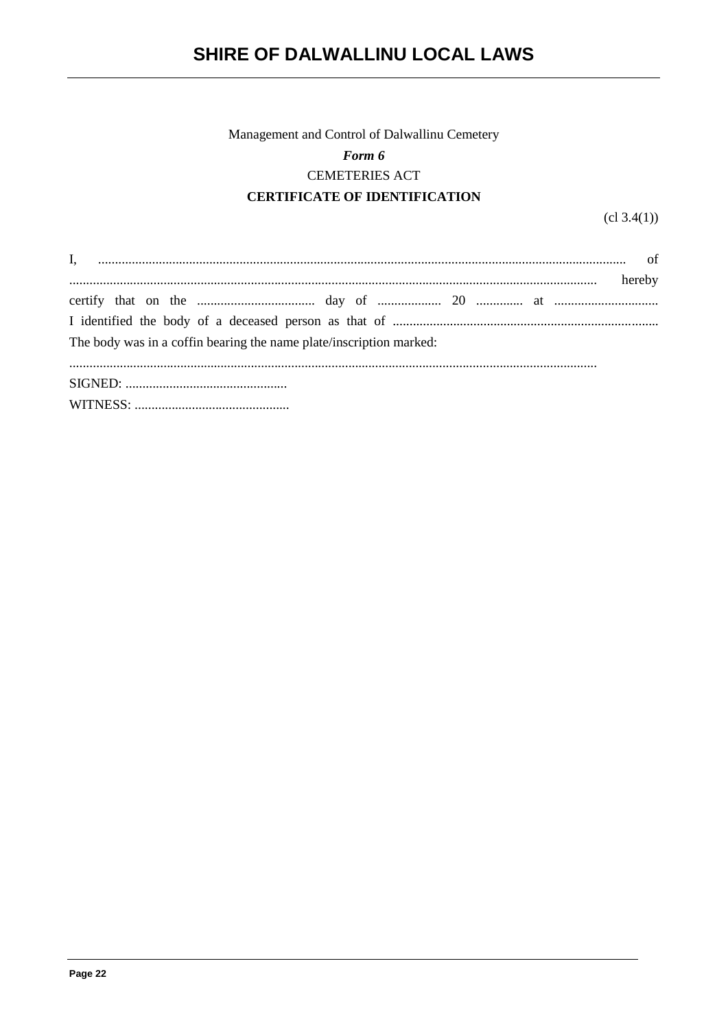Management and Control of Dalwallinu Cemetery

***Form 6***

CEMETERIES ACT

**CERTIFICATE OF IDENTIFICATION**

(cl 3.4(1))

I, .......................................................................................................................................... of .......................................................................................................................................... hereby certify that on the ................................... day of ................... 20 .............. at ............................... I identified the body of a deceased person as that of ...............................................................................

The body was in a coffin bearing the name plate/inscription marked:

..........................................................................................................................................

SIGNED: ................................................

WITNESS: ..............................................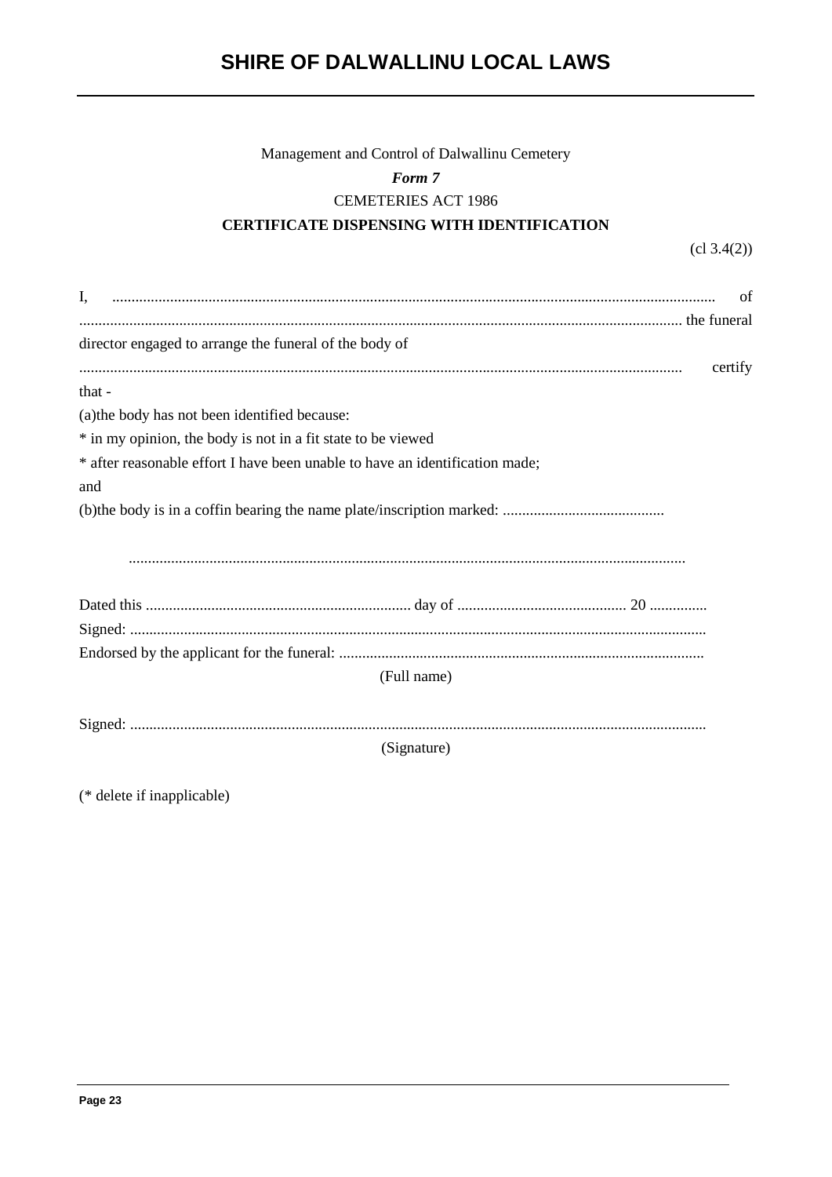Management and Control of Dalwallinu Cemetery

*Form 7*

CEMETERIES ACT 1986

**CERTIFICATE DISPENSING WITH IDENTIFICATION**

(cl 3.4(2))

I, .......................................................................................................................................... of ........................................................................................................................................... the funeral director engaged to arrange the funeral of the body of ........................................................................................................................................... certify that -

(a)the body has not been identified because:

* in my opinion, the body is not in a fit state to be viewed

* after reasonable effort I have been unable to have an identification made;

and

(b)the body is in a coffin bearing the name plate/inscription marked: ..........................................

...............................................................................................................................................

Dated this ..................................................................... day of ............................................ 20 ...............

Signed: ....................................................................................................................................

Endorsed by the applicant for the funeral: ..............................................................................................

(Full name)

Signed: ....................................................................................................................................

(Signature)

(* delete if inapplicable)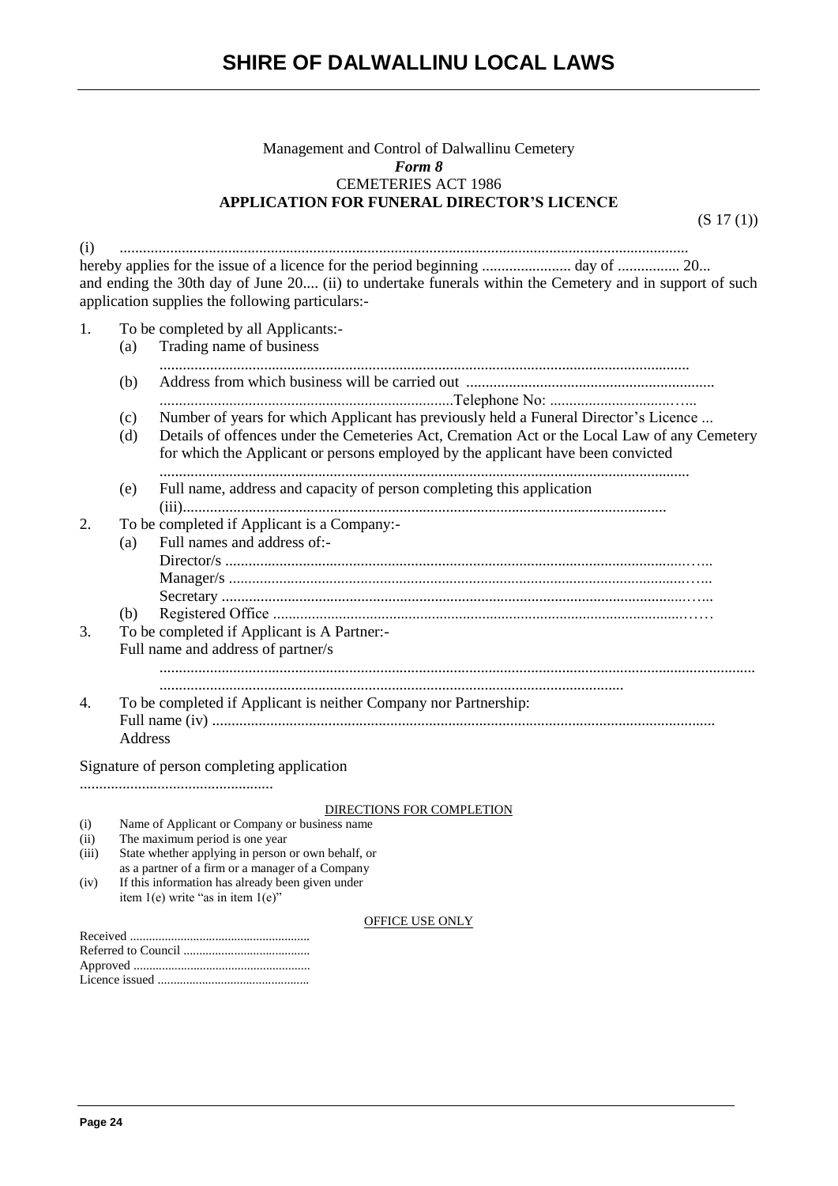Management and Control of Dalwallinu Cemetery

***Form 8***

CEMETERIES ACT 1986

**APPLICATION FOR FUNERAL DIRECTOR'S LICENCE**

(S 17 (1))

(i) ..................................................................................................................................................

hereby applies for the issue of a licence for the period beginning ....................... day of ................ 20... and ending the 30th day of June 20.... (ii) to undertake funerals within the Cemetery and in support of such application supplies the following particulars:-

1. To be completed by all Applicants:-
   - (a) Trading name of business ......................................................................................................................................
   - (b) Address from which business will be carried out ............................................................... ..........................................................................Telephone No: ...............................…..
   - (c) Number of years for which Applicant has previously held a Funeral Director's Licence ...
   - (d) Details of offences under the Cemeteries Act, Cremation Act or the Local Law of any Cemetery for which the Applicant or persons employed by the applicant have been convicted .......................................................................................................................................
   - (e) Full name, address and capacity of person completing this application (iii)...........................................................................................................................
2. To be completed if Applicant is a Company:-
   - (a) Full names and address of:-
     Director/s .......................................................................................................................…..
     Manager/s ......................................................................................................................…..
     Secretary .......................................................................................................................…..
   - (b) Registered Office ..........................................................................................................……
3. To be completed if Applicant is A Partner:-
   Full name and address of partner/s
   ........................................................................................................................................................
   ......................................................................................................................
4. To be completed if Applicant is neither Company nor Partnership:
   Full name (iv) ................................................................................................................................
   Address

Signature of person completing application

..................................................

DIRECTIONS FOR COMPLETION

(i) Name of Applicant or Company or business name
(ii) The maximum period is one year
(iii) State whether applying in person or own behalf, or as a partner of a firm or a manager of a Company
(iv) If this information has already been given under item 1(e) write "as in item 1(e)"

OFFICE USE ONLY

Received ........................................................
Referred to Council .......................................
Approved .......................................................
Licence issued ...............................................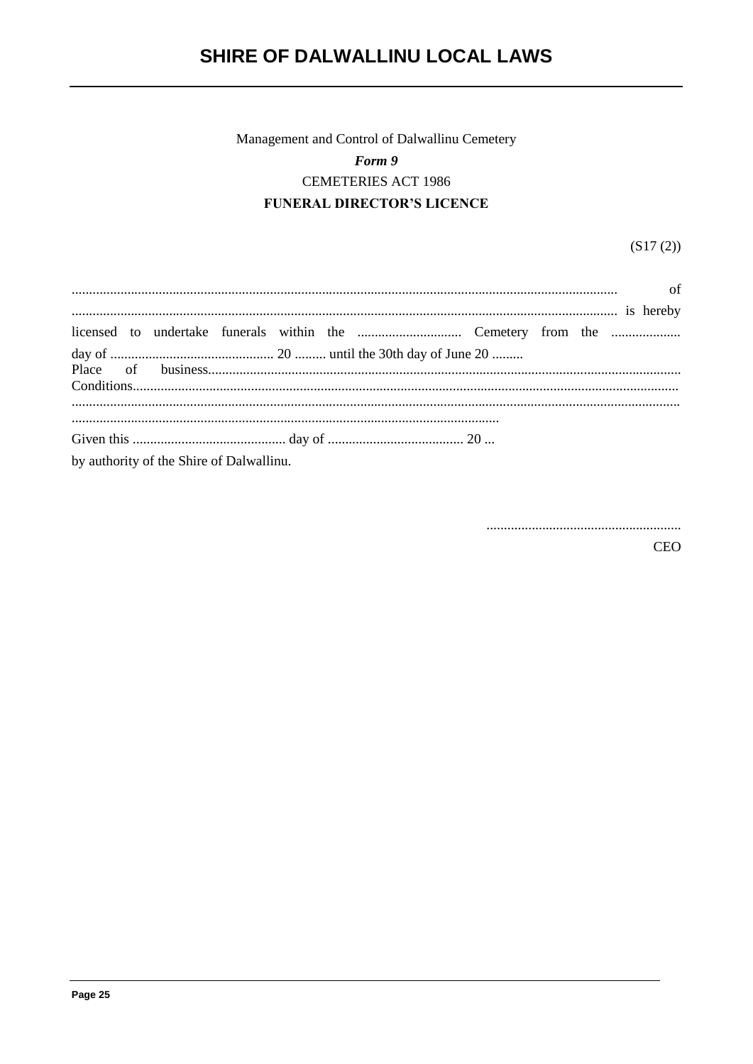Management and Control of Dalwallinu Cemetery

*Form 9*

CEMETERIES ACT 1986

**FUNERAL DIRECTOR'S LICENCE**

(S17 (2))

........................................................................................................................................................ of ........................................................................................................................................................ is hereby licensed to undertake funerals within the .............................. Cemetery from the .................... day of ............................................... 20 ......... until the 30th day of June 20 .........
Place of business.........................................................................................................................................
Conditions.....................................................................................................................................................
.......................................................................................................................................................................
..........................................................................................................................

Given this ............................................ day of ....................................... 20 ...
by authority of the Shire of Dalwallinu.

.......................................................
CEO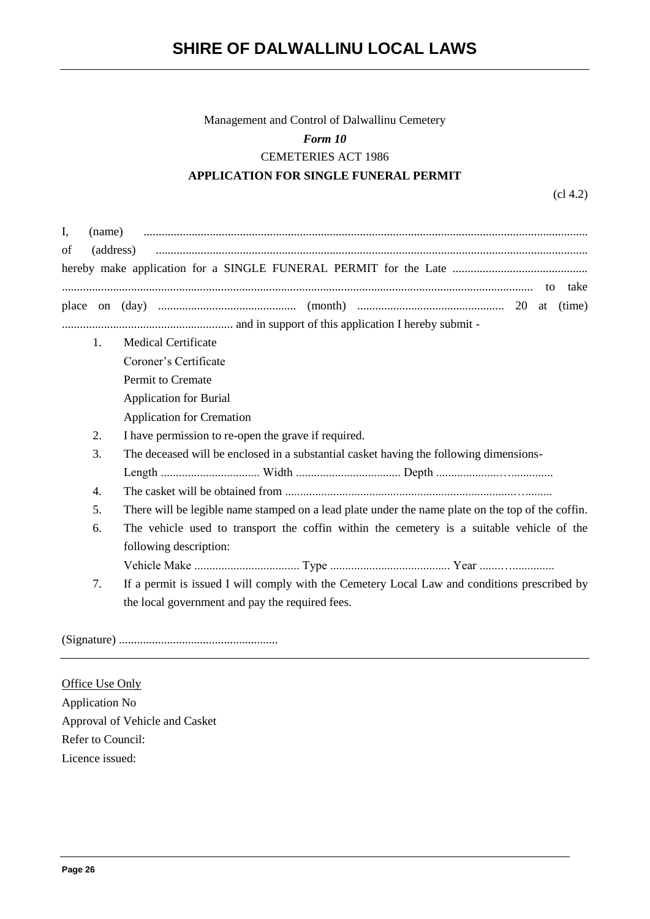Management and Control of Dalwallinu Cemetery

*Form 10*

CEMETERIES ACT 1986

**APPLICATION FOR SINGLE FUNERAL PERMIT**

(cl 4.2)

I, (name) ..................................................................................................................................................

of (address) ...............................................................................................................................................

hereby make application for a SINGLE FUNERAL PERMIT for the Late .............................................

............................................................................................................................................... to take place on (day) .............................................. (month) ................................................. 20 at (time) ......................................................... and in support of this application I hereby submit -

1. Medical Certificate
   Coroner's Certificate
   Permit to Cremate
   Application for Burial
   Application for Cremation
2. I have permission to re-open the grave if required.
3. The deceased will be enclosed in a substantial casket having the following dimensions-
   Length ................................ Width .................................. Depth ......................................
4. The casket will be obtained from ..........................................................................................
5. There will be legible name stamped on a lead plate under the name plate on the top of the coffin.
6. The vehicle used to transport the coffin within the cemetery is a suitable vehicle of the following description:
   Vehicle Make .................................. Type ........................................ Year ........................
7. If a permit is issued I will comply with the Cemetery Local Law and conditions prescribed by the local government and pay the required fees.

(Signature) .....................................................

---

Office Use Only

Application No

Approval of Vehicle and Casket

Refer to Council:

Licence issued: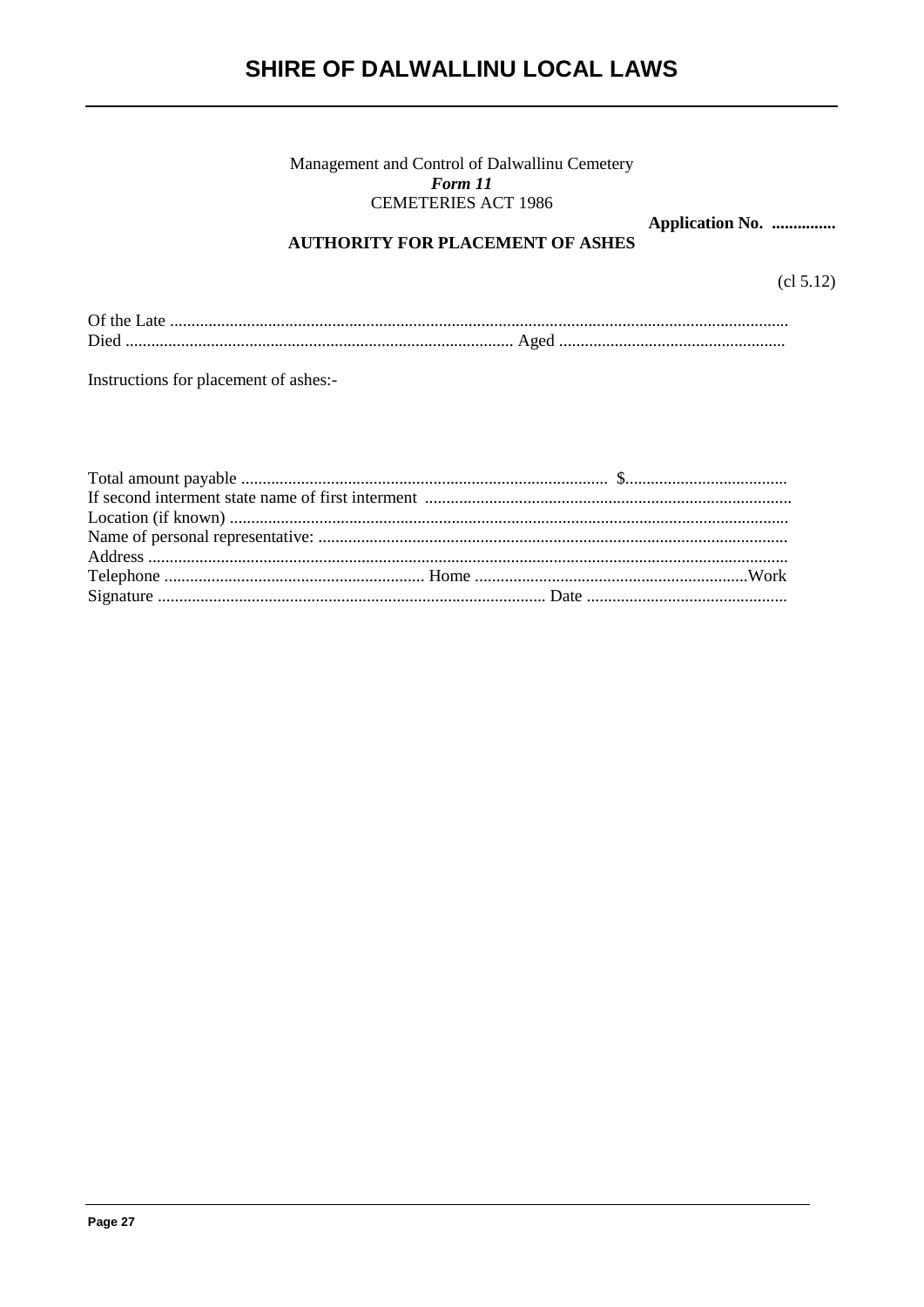Management and Control of Dalwallinu Cemetery

***Form 11***

CEMETERIES ACT 1986

**Application No. ...............**

**AUTHORITY FOR PLACEMENT OF ASHES**

(cl 5.12)

Of the Late ...............................................................................................................................................
Died .......................................................................................... Aged ....................................................

Instructions for placement of ashes:-

Total amount payable ..................................................................................... $.....................................
If second interment state name of first interment .....................................................................................
Location (if known) ..................................................................................................................................
Name of personal representative: .............................................................................................................
Address ....................................................................................................................................................
Telephone ............................................................ Home ...............................................................Work
Signature .......................................................................................... Date ..............................................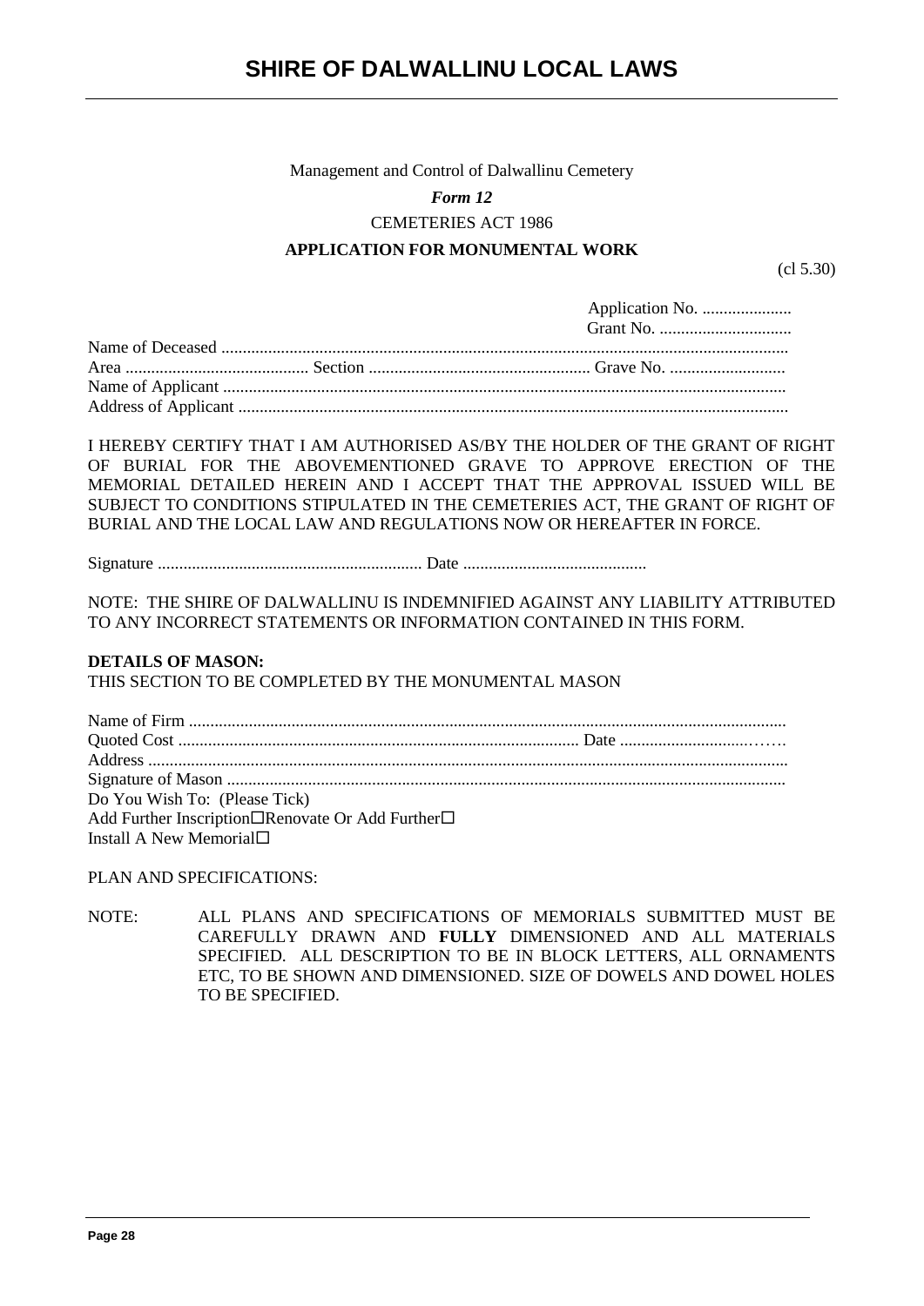Management and Control of Dalwallinu Cemetery

*Form 12*

CEMETERIES ACT 1986

**APPLICATION FOR MONUMENTAL WORK**

(cl 5.30)

Application No. .....................
Grant No. ...............................

Name of Deceased ...................................................................................................................................
Area ........................................... Section ................................................... Grave No. ...........................
Name of Applicant ..................................................................................................................................
Address of Applicant ...............................................................................................................................

I HEREBY CERTIFY THAT I AM AUTHORISED AS/BY THE HOLDER OF THE GRANT OF RIGHT OF BURIAL FOR THE ABOVEMENTIONED GRAVE TO APPROVE ERECTION OF THE MEMORIAL DETAILED HEREIN AND I ACCEPT THAT THE APPROVAL ISSUED WILL BE SUBJECT TO CONDITIONS STIPULATED IN THE CEMETERIES ACT, THE GRANT OF RIGHT OF BURIAL AND THE LOCAL LAW AND REGULATIONS NOW OR HEREAFTER IN FORCE.

Signature ............................................................. Date ...........................................

NOTE: THE SHIRE OF DALWALLINU IS INDEMNIFIED AGAINST ANY LIABILITY ATTRIBUTED TO ANY INCORRECT STATEMENTS OR INFORMATION CONTAINED IN THIS FORM.

**DETAILS OF MASON:**
THIS SECTION TO BE COMPLETED BY THE MONUMENTAL MASON

Name of Firm ..........................................................................................................................................
Quoted Cost ............................................................................................ Date ..............................…….
Address ....................................................................................................................................................
Signature of Mason .................................................................................................................................
Do You Wish To: (Please Tick)
Add Further Inscription☐Renovate Or Add Further☐
Install A New Memorial☐

PLAN AND SPECIFICATIONS:

NOTE: ALL PLANS AND SPECIFICATIONS OF MEMORIALS SUBMITTED MUST BE CAREFULLY DRAWN AND **FULLY** DIMENSIONED AND ALL MATERIALS SPECIFIED. ALL DESCRIPTION TO BE IN BLOCK LETTERS, ALL ORNAMENTS ETC, TO BE SHOWN AND DIMENSIONED. SIZE OF DOWELS AND DOWEL HOLES TO BE SPECIFIED.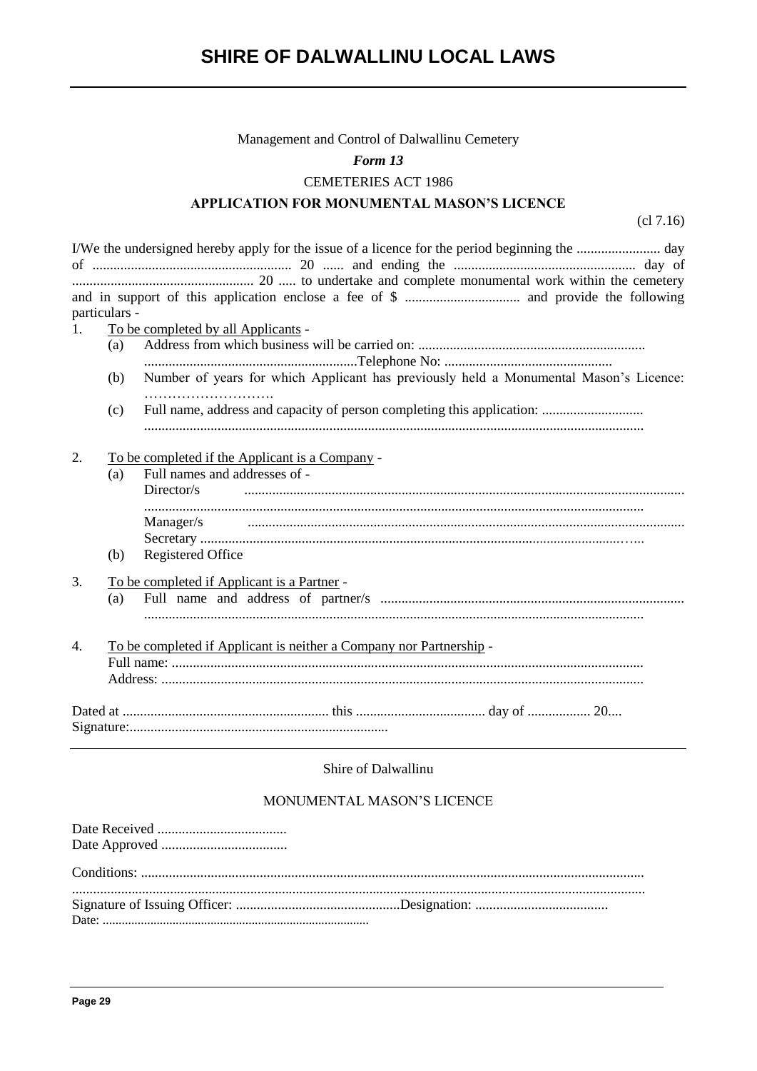Management and Control of Dalwallinu Cemetery

*Form 13*

CEMETERIES ACT 1986

**APPLICATION FOR MONUMENTAL MASON'S LICENCE**

(cl 7.16)

I/We the undersigned hereby apply for the issue of a licence for the period beginning the ........................ day of ......................................................... 20 ...... and ending the .................................................... day of .................................................... 20 ..... to undertake and complete monumental work within the cemetery and in support of this application enclose a fee of $ ................................. and provide the following particulars -

1. To be completed by all Applicants -
   - (a) Address from which business will be carried on: ................................................................ ............................................................Telephone No: ...............................................
   - (b) Number of years for which Applicant has previously held a Monumental Mason's Licence: ……………………….
   - (c) Full name, address and capacity of person completing this application: ............................ .............................................................................................................................................

2. To be completed if the Applicant is a Company -
   - (a) Full names and addresses of -
     Director/s .............................................................................................................................
     .............................................................................................................................................
     Manager/s ...........................................................................................................................
     Secretary .........................................................................................................................…..
   - (b) Registered Office

3. To be completed if Applicant is a Partner -
   - (a) Full name and address of partner/s ...................................................................................... .............................................................................................................................................

4. To be completed if Applicant is neither a Company nor Partnership -
   Full name: .....................................................................................................................................
   Address: ........................................................................................................................................

Dated at ........................................................... this .................................... day of .................. 20....
Signature:..........................................................................

---

Shire of Dalwallinu

MONUMENTAL MASON'S LICENCE

Date Received .....................................
Date Approved ....................................

Conditions: .............................................................................................................................................
...............................................................................................................................................................
Signature of Issuing Officer: ...............................................Designation: ......................................
Date: ..................................................................................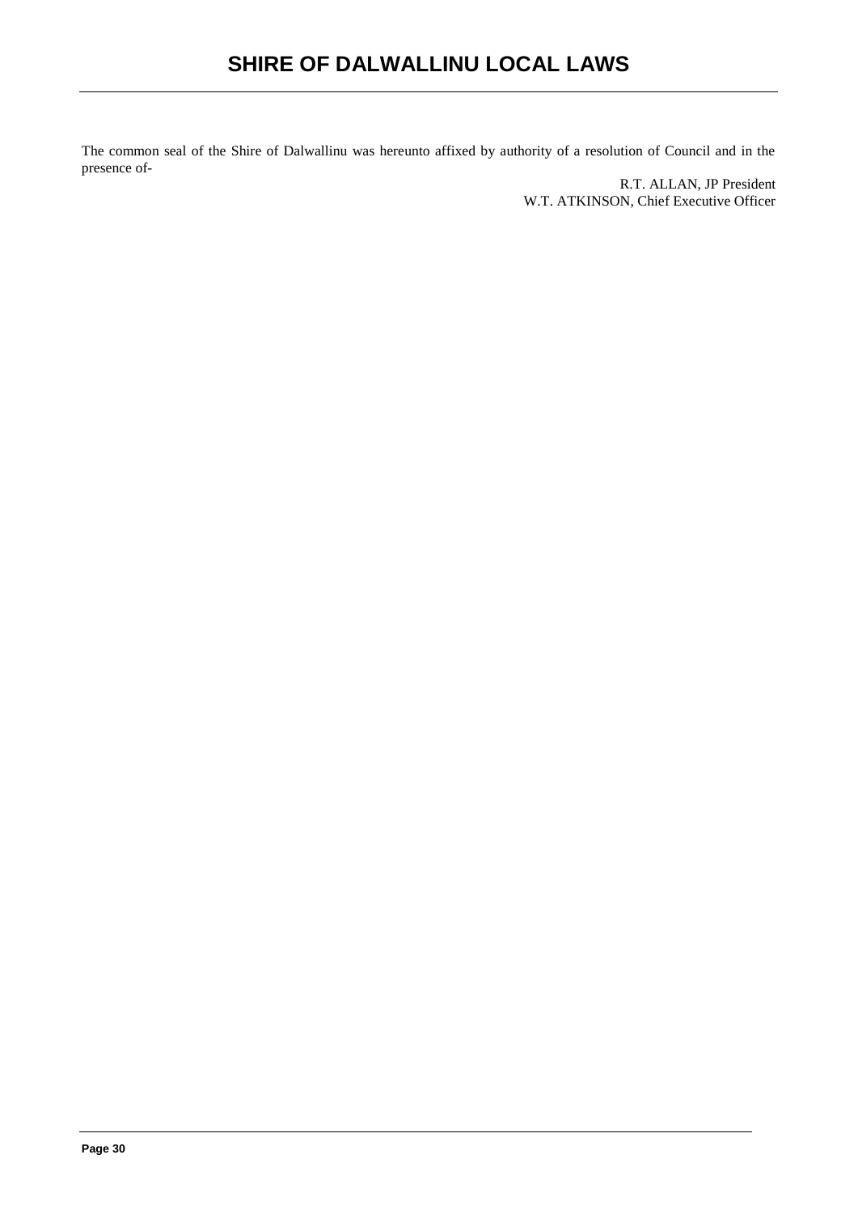The common seal of the Shire of Dalwallinu was hereunto affixed by authority of a resolution of Council and in the presence of-

R.T. ALLAN, JP President

W.T. ATKINSON, Chief Executive Officer